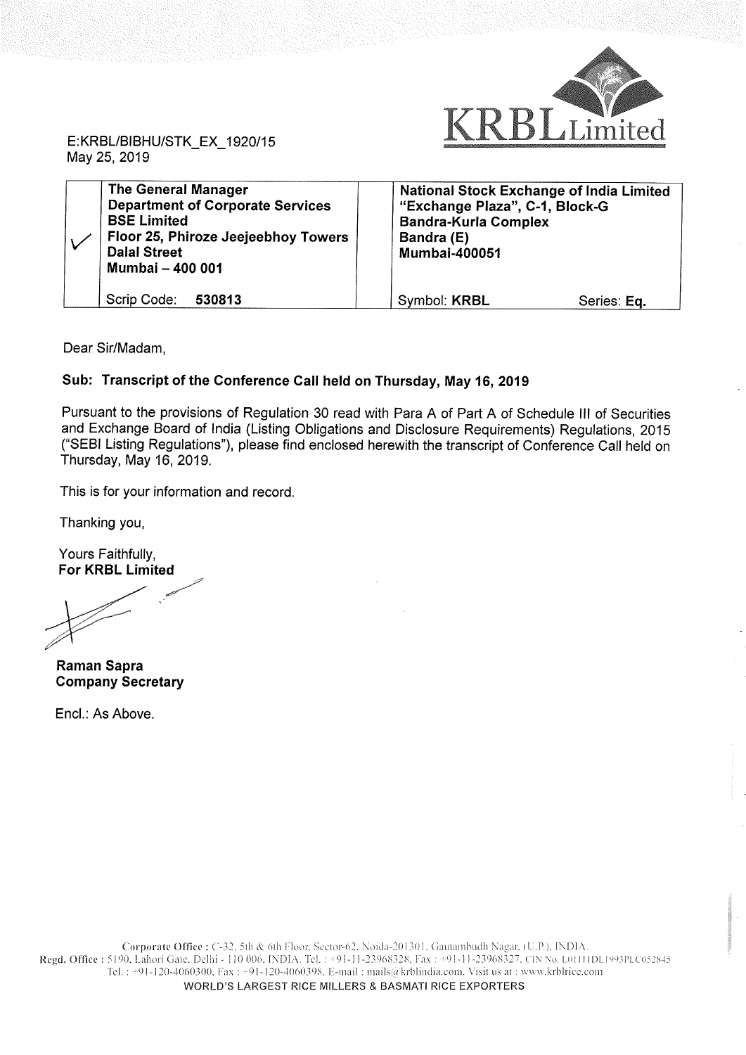KRBL Limited

E:KRBL/BIBHU/STK_EX_1920/15
May 25, 2019

| | | | |
|---|---|---|---|
| ✓ | **The General Manager**<br>**Department of Corporate Services**<br>**BSE Limited**<br>**Floor 25, Phiroze Jeejeebhoy Towers**<br>**Dalal Street**<br>**Mumbai – 400 001** | | **National Stock Exchange of India Limited**<br>**"Exchange Plaza", C-1, Block-G**<br>**Bandra-Kurla Complex**<br>**Bandra (E)**<br>**Mumbai-400051** |
| | Scrip Code: **530813** | | Symbol: **KRBL** Series: **Eq.** |

Dear Sir/Madam,

**Sub: Transcript of the Conference Call held on Thursday, May 16, 2019**

Pursuant to the provisions of Regulation 30 read with Para A of Part A of Schedule III of Securities and Exchange Board of India (Listing Obligations and Disclosure Requirements) Regulations, 2015 ("SEBI Listing Regulations"), please find enclosed herewith the transcript of Conference Call held on Thursday, May 16, 2019.

This is for your information and record.

Thanking you,

Yours Faithfully,
**For KRBL Limited**

**Raman Sapra**
**Company Secretary**

Encl.: As Above.

Corporate Office : C-32, 5th & 6th Floor, Sector-62, Noida-201301, Gautambudh Nagar, (U.P.), INDIA.
Regd. Office : 5190, Lahori Gate, Delhi - 110 006, INDIA. Tel. : +91-11-23968328, Fax : +91-11-23968327, CIN No. L01111DL1993PLC052845
Tel. : +91-120-4060300, Fax : +91-120-4060398, E-mail : mails@krblindia.com, Visit us at : www.krblrice.com
WORLD'S LARGEST RICE MILLERS & BASMATI RICE EXPORTERS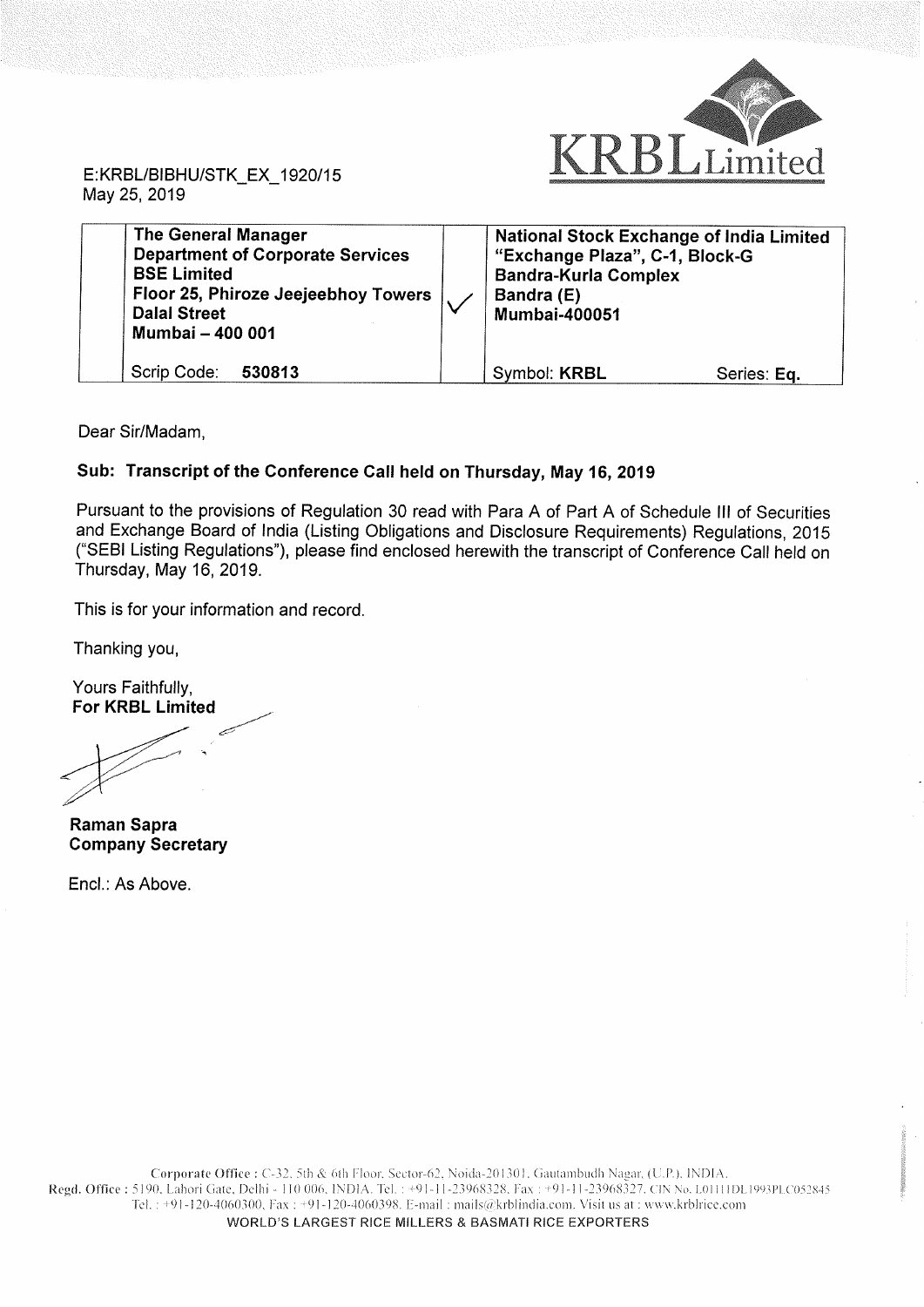KRBL Limited

E:KRBL/BIBHU/STK_EX_1920/15
May 25, 2019

| | The General Manager<br>Department of Corporate Services<br>BSE Limited<br>Floor 25, Phiroze Jeejeebhoy Towers<br>Dalal Street<br>Mumbai – 400 001 | ✓ | National Stock Exchange of India Limited<br>"Exchange Plaza", C-1, Block-G<br>Bandra-Kurla Complex<br>Bandra (E)<br>Mumbai-400051 | |
|---|---|---|---|---|
| | Scrip Code: **530813** | | Symbol: **KRBL** | Series: **Eq.** |

Dear Sir/Madam,

**Sub: Transcript of the Conference Call held on Thursday, May 16, 2019**

Pursuant to the provisions of Regulation 30 read with Para A of Part A of Schedule III of Securities and Exchange Board of India (Listing Obligations and Disclosure Requirements) Regulations, 2015 ("SEBI Listing Regulations"), please find enclosed herewith the transcript of Conference Call held on Thursday, May 16, 2019.

This is for your information and record.

Thanking you,

Yours Faithfully,
**For KRBL Limited**

**Raman Sapra**
**Company Secretary**

Encl.: As Above.

Corporate Office : C-32, 5th & 6th Floor, Sector-62, Noida-201301, Gautambudh Nagar, (U.P.), INDIA.
Regd. Office : 5190, Lahori Gate, Delhi - 110 006, INDIA. Tel. : +91-11-23968328, Fax : +91-11-23968327, CIN No. L01111DL1993PLC052845
Tel. : +91-120-4060300, Fax : +91-120-4060398, E-mail : mails@krblindia.com, Visit us at : www.krblrice.com
WORLD'S LARGEST RICE MILLERS & BASMATI RICE EXPORTERS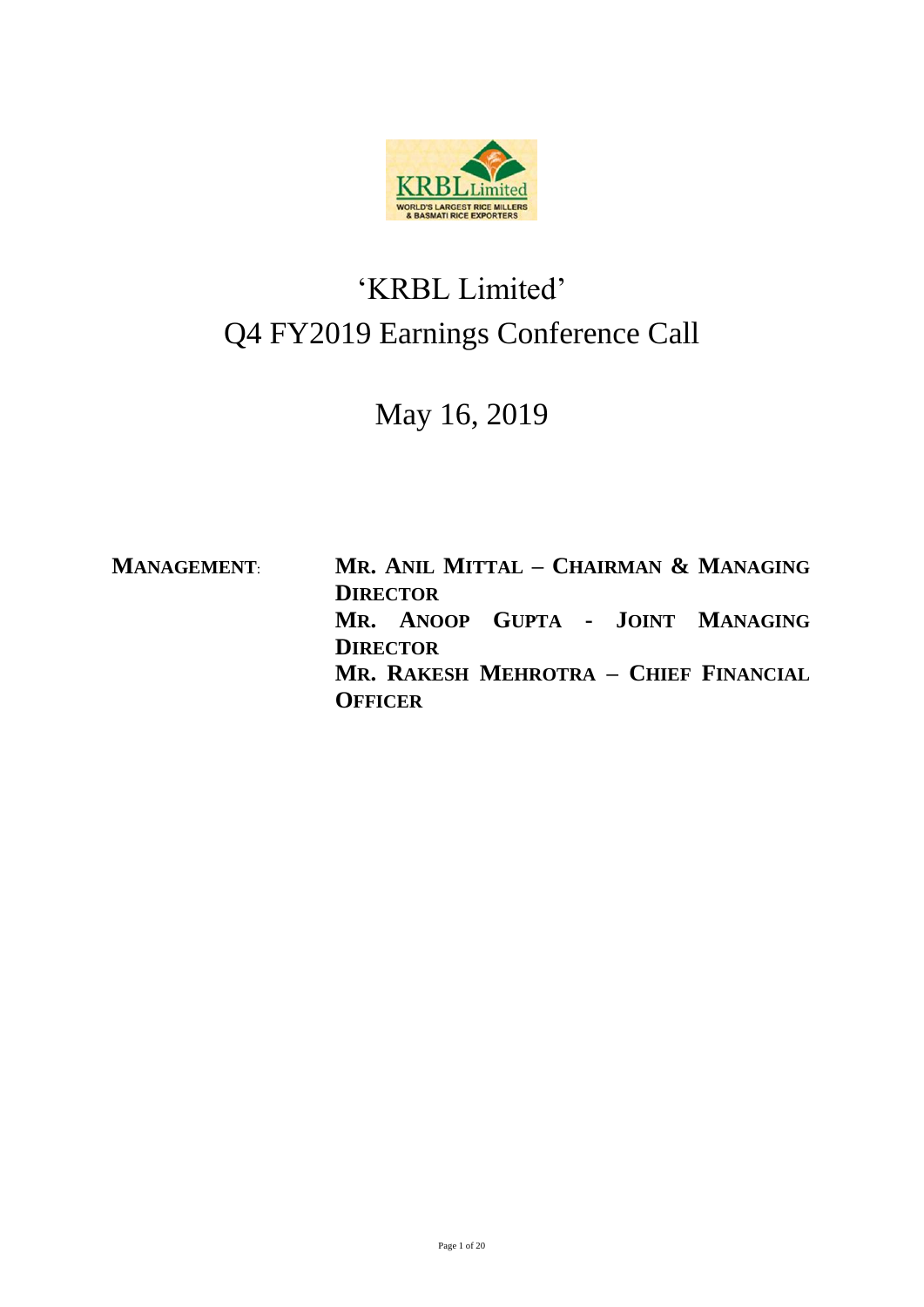# 'KRBL Limited'

# Q4 FY2019 Earnings Conference Call

## May 16, 2019

**MANAGEMENT**: **MR. ANIL MITTAL – CHAIRMAN & MANAGING DIRECTOR**
**MR. ANOOP GUPTA - JOINT MANAGING DIRECTOR**
**MR. RAKESH MEHROTRA – CHIEF FINANCIAL OFFICER**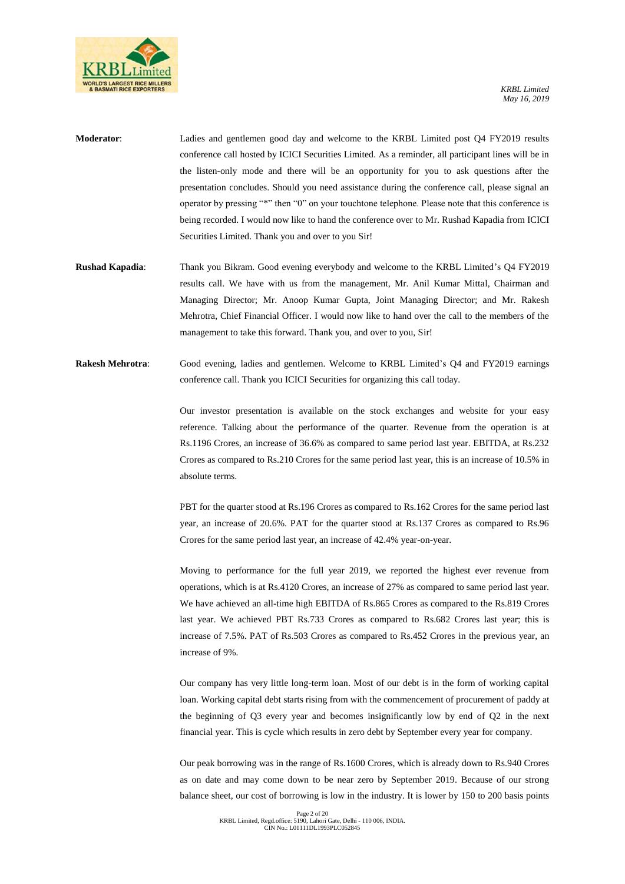**Moderator**: Ladies and gentlemen good day and welcome to the KRBL Limited post Q4 FY2019 results conference call hosted by ICICI Securities Limited. As a reminder, all participant lines will be in the listen-only mode and there will be an opportunity for you to ask questions after the presentation concludes. Should you need assistance during the conference call, please signal an operator by pressing "*" then "0" on your touchtone telephone. Please note that this conference is being recorded. I would now like to hand the conference over to Mr. Rushad Kapadia from ICICI Securities Limited. Thank you and over to you Sir!

**Rushad Kapadia**: Thank you Bikram. Good evening everybody and welcome to the KRBL Limited's Q4 FY2019 results call. We have with us from the management, Mr. Anil Kumar Mittal, Chairman and Managing Director; Mr. Anoop Kumar Gupta, Joint Managing Director; and Mr. Rakesh Mehrotra, Chief Financial Officer. I would now like to hand over the call to the members of the management to take this forward. Thank you, and over to you, Sir!

**Rakesh Mehrotra**: Good evening, ladies and gentlemen. Welcome to KRBL Limited's Q4 and FY2019 earnings conference call. Thank you ICICI Securities for organizing this call today.

Our investor presentation is available on the stock exchanges and website for your easy reference. Talking about the performance of the quarter. Revenue from the operation is at Rs.1196 Crores, an increase of 36.6% as compared to same period last year. EBITDA, at Rs.232 Crores as compared to Rs.210 Crores for the same period last year, this is an increase of 10.5% in absolute terms.

PBT for the quarter stood at Rs.196 Crores as compared to Rs.162 Crores for the same period last year, an increase of 20.6%. PAT for the quarter stood at Rs.137 Crores as compared to Rs.96 Crores for the same period last year, an increase of 42.4% year-on-year.

Moving to performance for the full year 2019, we reported the highest ever revenue from operations, which is at Rs.4120 Crores, an increase of 27% as compared to same period last year. We have achieved an all-time high EBITDA of Rs.865 Crores as compared to the Rs.819 Crores last year. We achieved PBT Rs.733 Crores as compared to Rs.682 Crores last year; this is increase of 7.5%. PAT of Rs.503 Crores as compared to Rs.452 Crores in the previous year, an increase of 9%.

Our company has very little long-term loan. Most of our debt is in the form of working capital loan. Working capital debt starts rising from with the commencement of procurement of paddy at the beginning of Q3 every year and becomes insignificantly low by end of Q2 in the next financial year. This is cycle which results in zero debt by September every year for company.

Our peak borrowing was in the range of Rs.1600 Crores, which is already down to Rs.940 Crores as on date and may come down to be near zero by September 2019. Because of our strong balance sheet, our cost of borrowing is low in the industry. It is lower by 150 to 200 basis points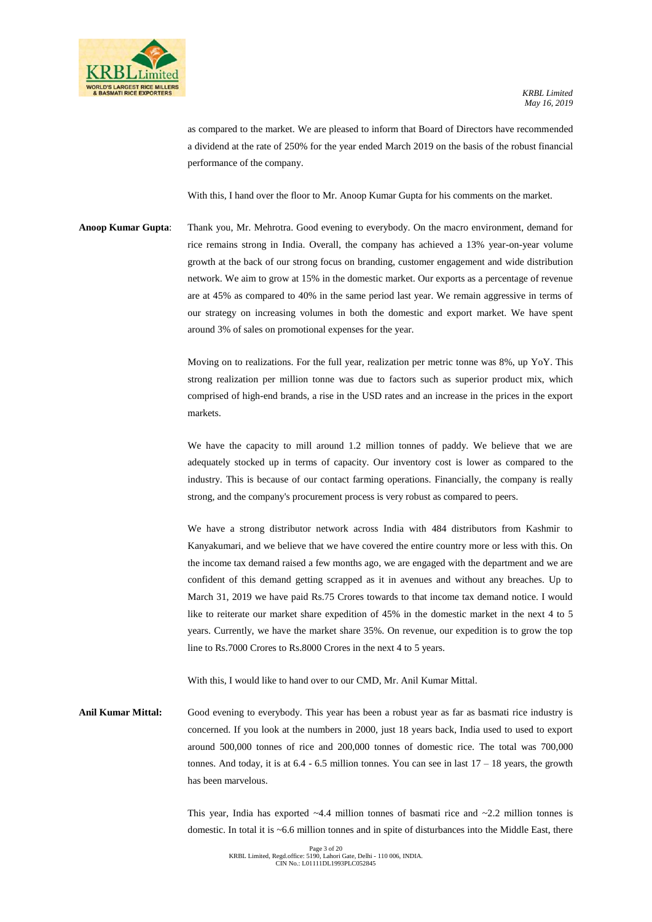as compared to the market. We are pleased to inform that Board of Directors have recommended a dividend at the rate of 250% for the year ended March 2019 on the basis of the robust financial performance of the company.

With this, I hand over the floor to Mr. Anoop Kumar Gupta for his comments on the market.

**Anoop Kumar Gupta**: Thank you, Mr. Mehrotra. Good evening to everybody. On the macro environment, demand for rice remains strong in India. Overall, the company has achieved a 13% year-on-year volume growth at the back of our strong focus on branding, customer engagement and wide distribution network. We aim to grow at 15% in the domestic market. Our exports as a percentage of revenue are at 45% as compared to 40% in the same period last year. We remain aggressive in terms of our strategy on increasing volumes in both the domestic and export market. We have spent around 3% of sales on promotional expenses for the year.

Moving on to realizations. For the full year, realization per metric tonne was 8%, up YoY. This strong realization per million tonne was due to factors such as superior product mix, which comprised of high-end brands, a rise in the USD rates and an increase in the prices in the export markets.

We have the capacity to mill around 1.2 million tonnes of paddy. We believe that we are adequately stocked up in terms of capacity. Our inventory cost is lower as compared to the industry. This is because of our contact farming operations. Financially, the company is really strong, and the company's procurement process is very robust as compared to peers.

We have a strong distributor network across India with 484 distributors from Kashmir to Kanyakumari, and we believe that we have covered the entire country more or less with this. On the income tax demand raised a few months ago, we are engaged with the department and we are confident of this demand getting scrapped as it in avenues and without any breaches. Up to March 31, 2019 we have paid Rs.75 Crores towards to that income tax demand notice. I would like to reiterate our market share expedition of 45% in the domestic market in the next 4 to 5 years. Currently, we have the market share 35%. On revenue, our expedition is to grow the top line to Rs.7000 Crores to Rs.8000 Crores in the next 4 to 5 years.

With this, I would like to hand over to our CMD, Mr. Anil Kumar Mittal.

**Anil Kumar Mittal:** Good evening to everybody. This year has been a robust year as far as basmati rice industry is concerned. If you look at the numbers in 2000, just 18 years back, India used to used to export around 500,000 tonnes of rice and 200,000 tonnes of domestic rice. The total was 700,000 tonnes. And today, it is at 6.4 - 6.5 million tonnes. You can see in last 17 – 18 years, the growth has been marvelous.

This year, India has exported ~4.4 million tonnes of basmati rice and ~2.2 million tonnes is domestic. In total it is ~6.6 million tonnes and in spite of disturbances into the Middle East, there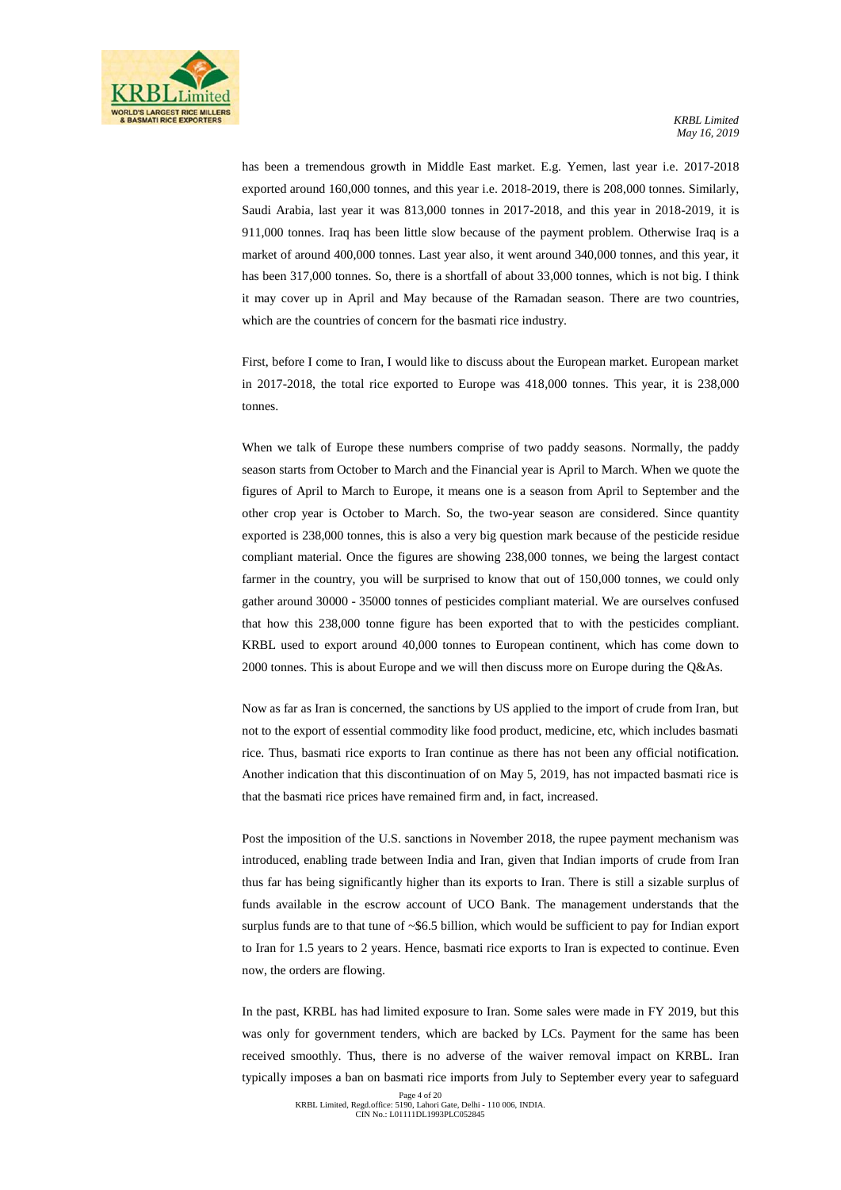has been a tremendous growth in Middle East market. E.g. Yemen, last year i.e. 2017-2018 exported around 160,000 tonnes, and this year i.e. 2018-2019, there is 208,000 tonnes. Similarly, Saudi Arabia, last year it was 813,000 tonnes in 2017-2018, and this year in 2018-2019, it is 911,000 tonnes. Iraq has been little slow because of the payment problem. Otherwise Iraq is a market of around 400,000 tonnes. Last year also, it went around 340,000 tonnes, and this year, it has been 317,000 tonnes. So, there is a shortfall of about 33,000 tonnes, which is not big. I think it may cover up in April and May because of the Ramadan season. There are two countries, which are the countries of concern for the basmati rice industry.

First, before I come to Iran, I would like to discuss about the European market. European market in 2017-2018, the total rice exported to Europe was 418,000 tonnes. This year, it is 238,000 tonnes.

When we talk of Europe these numbers comprise of two paddy seasons. Normally, the paddy season starts from October to March and the Financial year is April to March. When we quote the figures of April to March to Europe, it means one is a season from April to September and the other crop year is October to March. So, the two-year season are considered. Since quantity exported is 238,000 tonnes, this is also a very big question mark because of the pesticide residue compliant material. Once the figures are showing 238,000 tonnes, we being the largest contact farmer in the country, you will be surprised to know that out of 150,000 tonnes, we could only gather around 30000 - 35000 tonnes of pesticides compliant material. We are ourselves confused that how this 238,000 tonne figure has been exported that to with the pesticides compliant. KRBL used to export around 40,000 tonnes to European continent, which has come down to 2000 tonnes. This is about Europe and we will then discuss more on Europe during the Q&As.

Now as far as Iran is concerned, the sanctions by US applied to the import of crude from Iran, but not to the export of essential commodity like food product, medicine, etc, which includes basmati rice. Thus, basmati rice exports to Iran continue as there has not been any official notification. Another indication that this discontinuation of on May 5, 2019, has not impacted basmati rice is that the basmati rice prices have remained firm and, in fact, increased.

Post the imposition of the U.S. sanctions in November 2018, the rupee payment mechanism was introduced, enabling trade between India and Iran, given that Indian imports of crude from Iran thus far has being significantly higher than its exports to Iran. There is still a sizable surplus of funds available in the escrow account of UCO Bank. The management understands that the surplus funds are to that tune of ~$6.5 billion, which would be sufficient to pay for Indian export to Iran for 1.5 years to 2 years. Hence, basmati rice exports to Iran is expected to continue. Even now, the orders are flowing.

In the past, KRBL has had limited exposure to Iran. Some sales were made in FY 2019, but this was only for government tenders, which are backed by LCs. Payment for the same has been received smoothly. Thus, there is no adverse of the waiver removal impact on KRBL. Iran typically imposes a ban on basmati rice imports from July to September every year to safeguard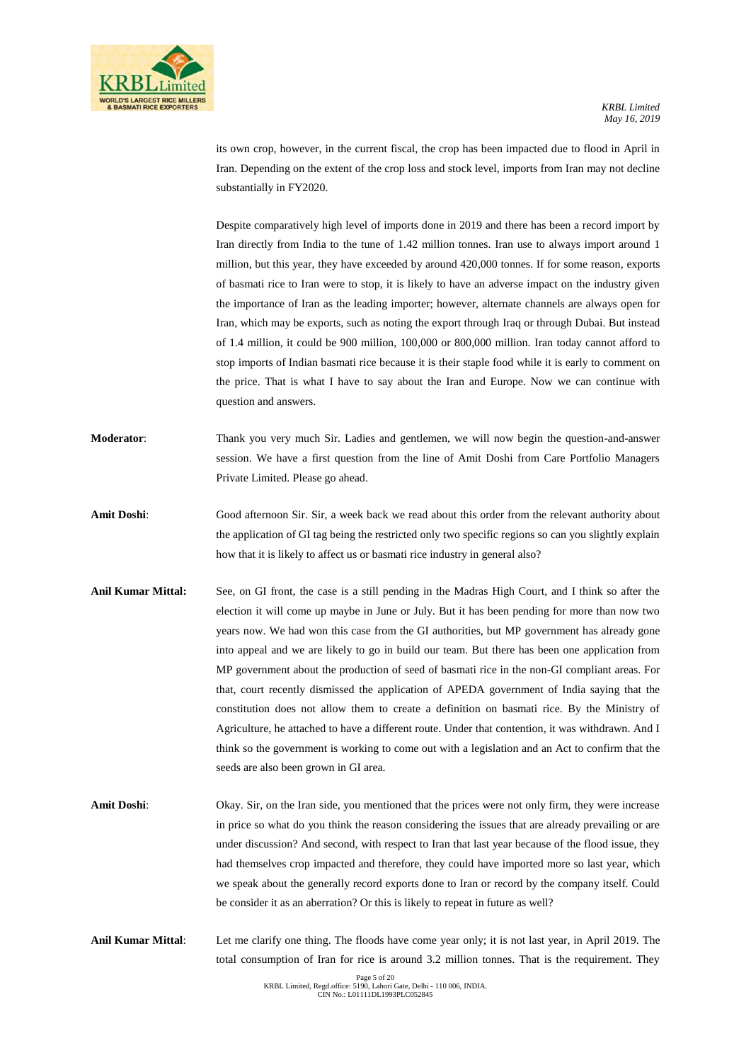its own crop, however, in the current fiscal, the crop has been impacted due to flood in April in Iran. Depending on the extent of the crop loss and stock level, imports from Iran may not decline substantially in FY2020.

Despite comparatively high level of imports done in 2019 and there has been a record import by Iran directly from India to the tune of 1.42 million tonnes. Iran use to always import around 1 million, but this year, they have exceeded by around 420,000 tonnes. If for some reason, exports of basmati rice to Iran were to stop, it is likely to have an adverse impact on the industry given the importance of Iran as the leading importer; however, alternate channels are always open for Iran, which may be exports, such as noting the export through Iraq or through Dubai. But instead of 1.4 million, it could be 900 million, 100,000 or 800,000 million. Iran today cannot afford to stop imports of Indian basmati rice because it is their staple food while it is early to comment on the price. That is what I have to say about the Iran and Europe. Now we can continue with question and answers.

**Moderator**: Thank you very much Sir. Ladies and gentlemen, we will now begin the question-and-answer session. We have a first question from the line of Amit Doshi from Care Portfolio Managers Private Limited. Please go ahead.

**Amit Doshi**: Good afternoon Sir. Sir, a week back we read about this order from the relevant authority about the application of GI tag being the restricted only two specific regions so can you slightly explain how that it is likely to affect us or basmati rice industry in general also?

**Anil Kumar Mittal:** See, on GI front, the case is a still pending in the Madras High Court, and I think so after the election it will come up maybe in June or July. But it has been pending for more than now two years now. We had won this case from the GI authorities, but MP government has already gone into appeal and we are likely to go in build our team. But there has been one application from MP government about the production of seed of basmati rice in the non-GI compliant areas. For that, court recently dismissed the application of APEDA government of India saying that the constitution does not allow them to create a definition on basmati rice. By the Ministry of Agriculture, he attached to have a different route. Under that contention, it was withdrawn. And I think so the government is working to come out with a legislation and an Act to confirm that the seeds are also been grown in GI area.

**Amit Doshi**: Okay. Sir, on the Iran side, you mentioned that the prices were not only firm, they were increase in price so what do you think the reason considering the issues that are already prevailing or are under discussion? And second, with respect to Iran that last year because of the flood issue, they had themselves crop impacted and therefore, they could have imported more so last year, which we speak about the generally record exports done to Iran or record by the company itself. Could be consider it as an aberration? Or this is likely to repeat in future as well?

**Anil Kumar Mittal**: Let me clarify one thing. The floods have come year only; it is not last year, in April 2019. The total consumption of Iran for rice is around 3.2 million tonnes. That is the requirement. They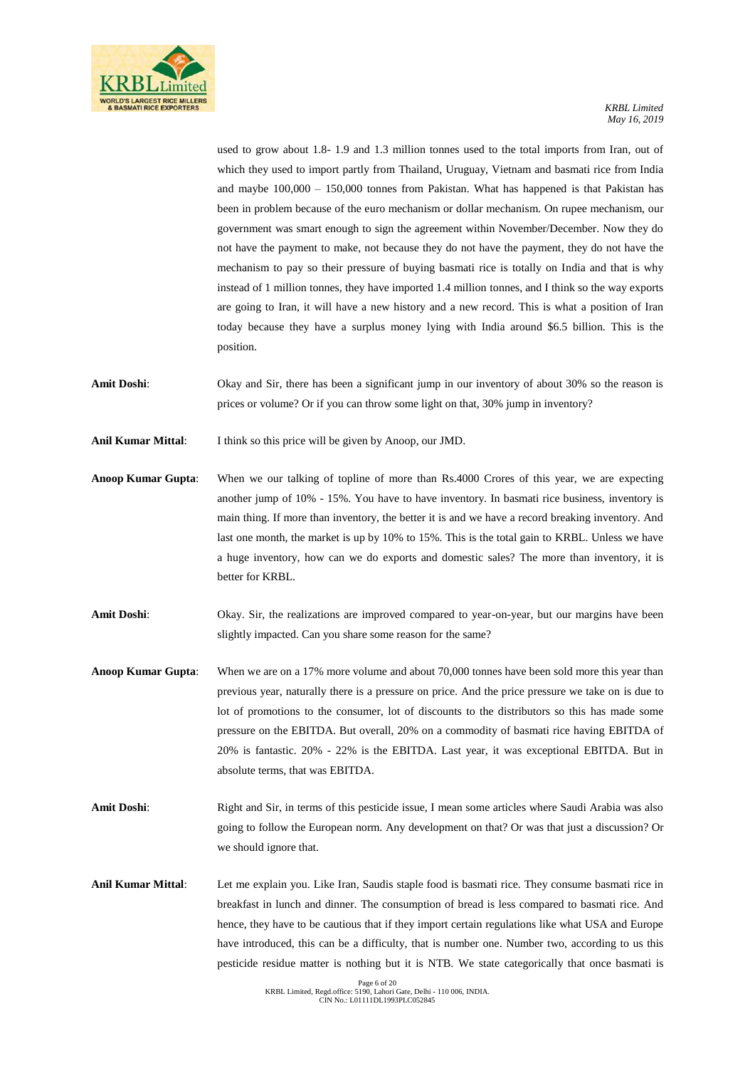used to grow about 1.8- 1.9 and 1.3 million tonnes used to the total imports from Iran, out of which they used to import partly from Thailand, Uruguay, Vietnam and basmati rice from India and maybe 100,000 – 150,000 tonnes from Pakistan. What has happened is that Pakistan has been in problem because of the euro mechanism or dollar mechanism. On rupee mechanism, our government was smart enough to sign the agreement within November/December. Now they do not have the payment to make, not because they do not have the payment, they do not have the mechanism to pay so their pressure of buying basmati rice is totally on India and that is why instead of 1 million tonnes, they have imported 1.4 million tonnes, and I think so the way exports are going to Iran, it will have a new history and a new record. This is what a position of Iran today because they have a surplus money lying with India around $6.5 billion. This is the position.

**Amit Doshi**: Okay and Sir, there has been a significant jump in our inventory of about 30% so the reason is prices or volume? Or if you can throw some light on that, 30% jump in inventory?

**Anil Kumar Mittal**: I think so this price will be given by Anoop, our JMD.

**Anoop Kumar Gupta**: When we our talking of topline of more than Rs.4000 Crores of this year, we are expecting another jump of 10% - 15%. You have to have inventory. In basmati rice business, inventory is main thing. If more than inventory, the better it is and we have a record breaking inventory. And last one month, the market is up by 10% to 15%. This is the total gain to KRBL. Unless we have a huge inventory, how can we do exports and domestic sales? The more than inventory, it is better for KRBL.

**Amit Doshi**: Okay. Sir, the realizations are improved compared to year-on-year, but our margins have been slightly impacted. Can you share some reason for the same?

**Anoop Kumar Gupta**: When we are on a 17% more volume and about 70,000 tonnes have been sold more this year than previous year, naturally there is a pressure on price. And the price pressure we take on is due to lot of promotions to the consumer, lot of discounts to the distributors so this has made some pressure on the EBITDA. But overall, 20% on a commodity of basmati rice having EBITDA of 20% is fantastic. 20% - 22% is the EBITDA. Last year, it was exceptional EBITDA. But in absolute terms, that was EBITDA.

**Amit Doshi**: Right and Sir, in terms of this pesticide issue, I mean some articles where Saudi Arabia was also going to follow the European norm. Any development on that? Or was that just a discussion? Or we should ignore that.

**Anil Kumar Mittal**: Let me explain you. Like Iran, Saudis staple food is basmati rice. They consume basmati rice in breakfast in lunch and dinner. The consumption of bread is less compared to basmati rice. And hence, they have to be cautious that if they import certain regulations like what USA and Europe have introduced, this can be a difficulty, that is number one. Number two, according to us this pesticide residue matter is nothing but it is NTB. We state categorically that once basmati is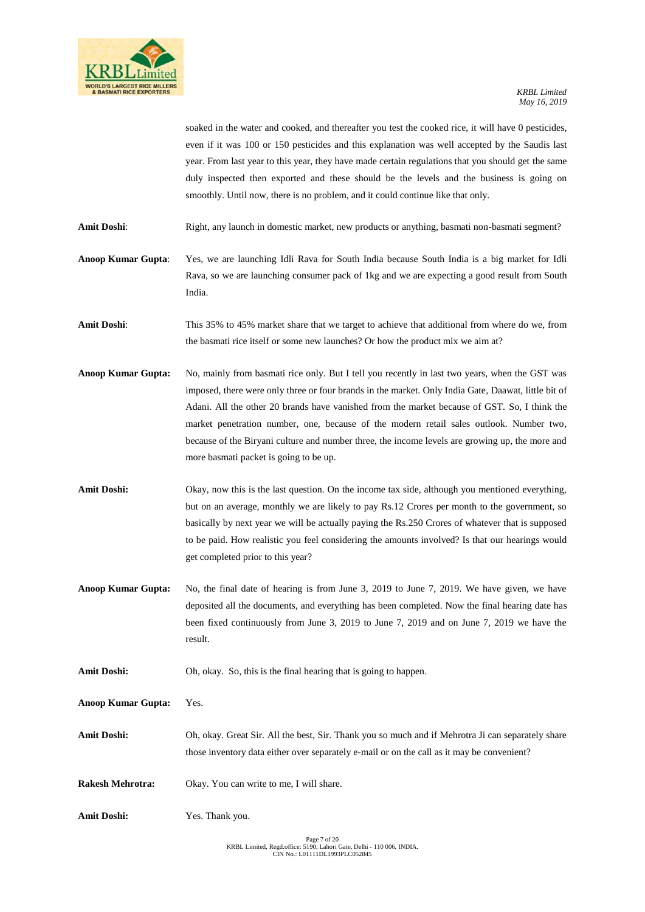soaked in the water and cooked, and thereafter you test the cooked rice, it will have 0 pesticides, even if it was 100 or 150 pesticides and this explanation was well accepted by the Saudis last year. From last year to this year, they have made certain regulations that you should get the same duly inspected then exported and these should be the levels and the business is going on smoothly. Until now, there is no problem, and it could continue like that only.

**Amit Doshi**: Right, any launch in domestic market, new products or anything, basmati non-basmati segment?

**Anoop Kumar Gupta**: Yes, we are launching Idli Rava for South India because South India is a big market for Idli Rava, so we are launching consumer pack of 1kg and we are expecting a good result from South India.

**Amit Doshi**: This 35% to 45% market share that we target to achieve that additional from where do we, from the basmati rice itself or some new launches? Or how the product mix we aim at?

**Anoop Kumar Gupta:** No, mainly from basmati rice only. But I tell you recently in last two years, when the GST was imposed, there were only three or four brands in the market. Only India Gate, Daawat, little bit of Adani. All the other 20 brands have vanished from the market because of GST. So, I think the market penetration number, one, because of the modern retail sales outlook. Number two, because of the Biryani culture and number three, the income levels are growing up, the more and more basmati packet is going to be up.

**Amit Doshi:** Okay, now this is the last question. On the income tax side, although you mentioned everything, but on an average, monthly we are likely to pay Rs.12 Crores per month to the government, so basically by next year we will be actually paying the Rs.250 Crores of whatever that is supposed to be paid. How realistic you feel considering the amounts involved? Is that our hearings would get completed prior to this year?

**Anoop Kumar Gupta:** No, the final date of hearing is from June 3, 2019 to June 7, 2019. We have given, we have deposited all the documents, and everything has been completed. Now the final hearing date has been fixed continuously from June 3, 2019 to June 7, 2019 and on June 7, 2019 we have the result.

**Amit Doshi:** Oh, okay. So, this is the final hearing that is going to happen.

**Anoop Kumar Gupta:** Yes.

**Amit Doshi:** Oh, okay. Great Sir. All the best, Sir. Thank you so much and if Mehrotra Ji can separately share those inventory data either over separately e-mail or on the call as it may be convenient?

**Rakesh Mehrotra:** Okay. You can write to me, I will share.

**Amit Doshi:** Yes. Thank you.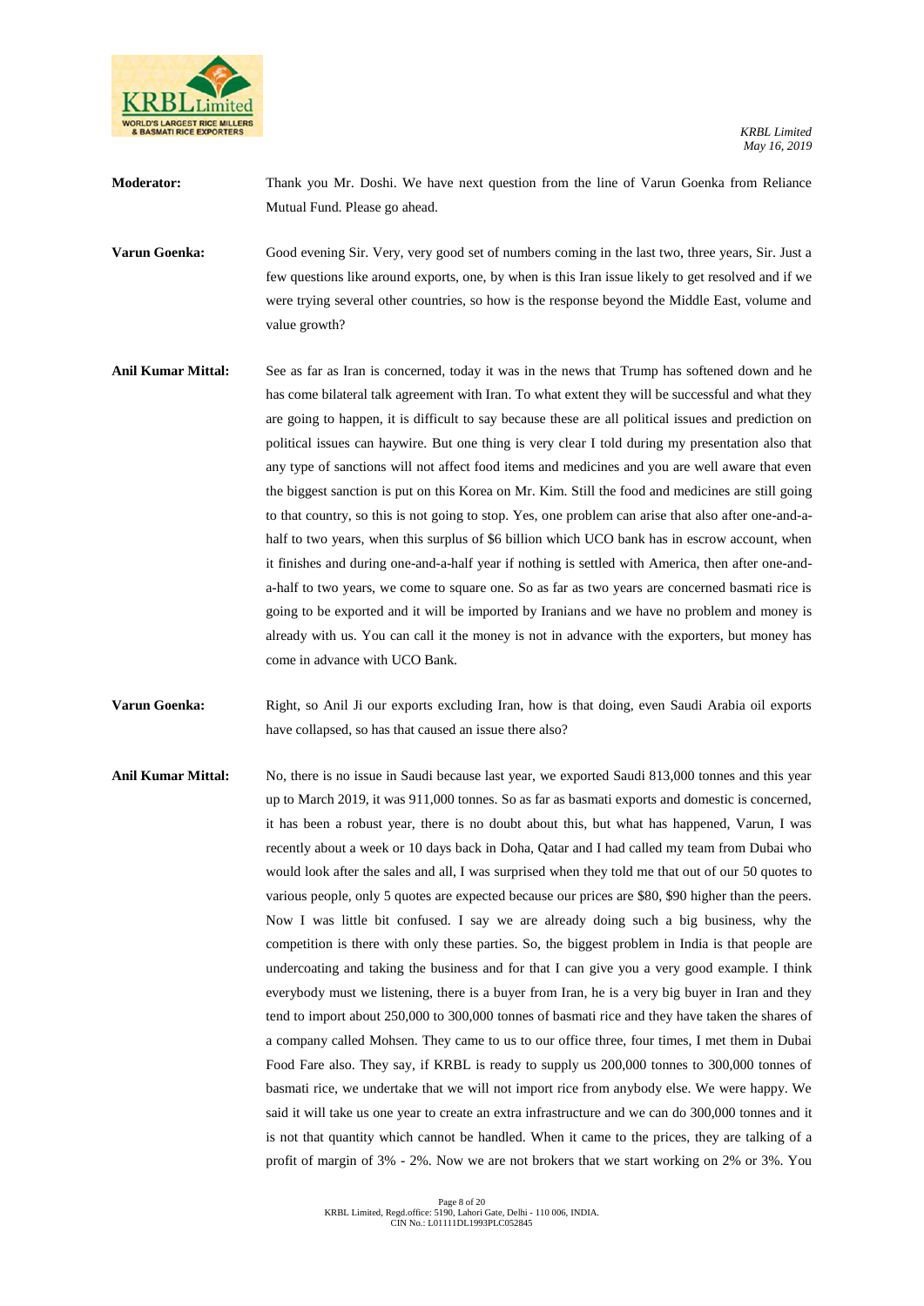**Moderator:** Thank you Mr. Doshi. We have next question from the line of Varun Goenka from Reliance Mutual Fund. Please go ahead.

**Varun Goenka:** Good evening Sir. Very, very good set of numbers coming in the last two, three years, Sir. Just a few questions like around exports, one, by when is this Iran issue likely to get resolved and if we were trying several other countries, so how is the response beyond the Middle East, volume and value growth?

**Anil Kumar Mittal:** See as far as Iran is concerned, today it was in the news that Trump has softened down and he has come bilateral talk agreement with Iran. To what extent they will be successful and what they are going to happen, it is difficult to say because these are all political issues and prediction on political issues can haywire. But one thing is very clear I told during my presentation also that any type of sanctions will not affect food items and medicines and you are well aware that even the biggest sanction is put on this Korea on Mr. Kim. Still the food and medicines are still going to that country, so this is not going to stop. Yes, one problem can arise that also after one-and-a-half to two years, when this surplus of $6 billion which UCO bank has in escrow account, when it finishes and during one-and-a-half year if nothing is settled with America, then after one-and-a-half to two years, we come to square one. So as far as two years are concerned basmati rice is going to be exported and it will be imported by Iranians and we have no problem and money is already with us. You can call it the money is not in advance with the exporters, but money has come in advance with UCO Bank.

**Varun Goenka:** Right, so Anil Ji our exports excluding Iran, how is that doing, even Saudi Arabia oil exports have collapsed, so has that caused an issue there also?

**Anil Kumar Mittal:** No, there is no issue in Saudi because last year, we exported Saudi 813,000 tonnes and this year up to March 2019, it was 911,000 tonnes. So as far as basmati exports and domestic is concerned, it has been a robust year, there is no doubt about this, but what has happened, Varun, I was recently about a week or 10 days back in Doha, Qatar and I had called my team from Dubai who would look after the sales and all, I was surprised when they told me that out of our 50 quotes to various people, only 5 quotes are expected because our prices are $80, $90 higher than the peers. Now I was little bit confused. I say we are already doing such a big business, why the competition is there with only these parties. So, the biggest problem in India is that people are undercoating and taking the business and for that I can give you a very good example. I think everybody must we listening, there is a buyer from Iran, he is a very big buyer in Iran and they tend to import about 250,000 to 300,000 tonnes of basmati rice and they have taken the shares of a company called Mohsen. They came to us to our office three, four times, I met them in Dubai Food Fare also. They say, if KRBL is ready to supply us 200,000 tonnes to 300,000 tonnes of basmati rice, we undertake that we will not import rice from anybody else. We were happy. We said it will take us one year to create an extra infrastructure and we can do 300,000 tonnes and it is not that quantity which cannot be handled. When it came to the prices, they are talking of a profit of margin of 3% - 2%. Now we are not brokers that we start working on 2% or 3%. You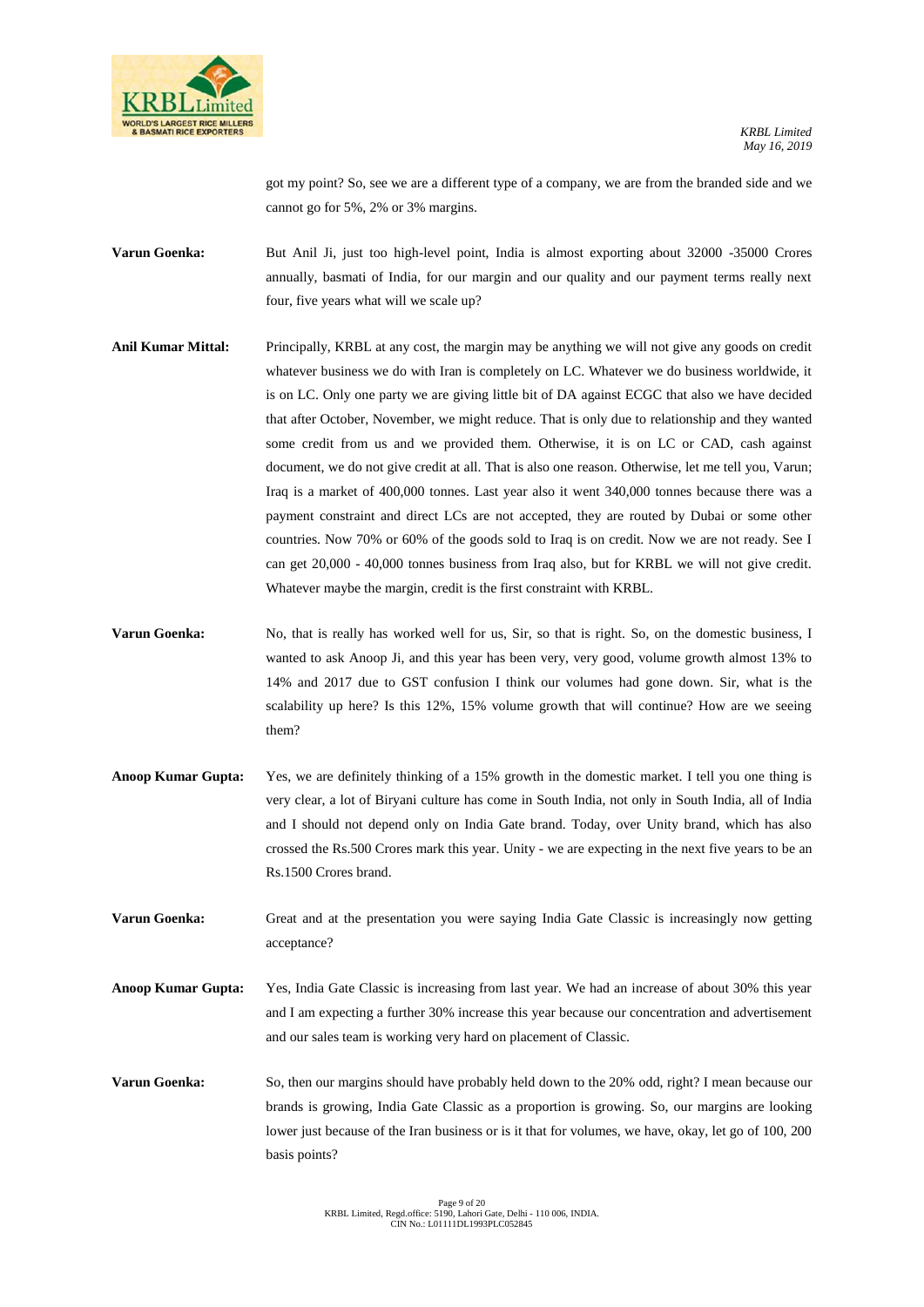got my point? So, see we are a different type of a company, we are from the branded side and we cannot go for 5%, 2% or 3% margins.

**Varun Goenka:** But Anil Ji, just too high-level point, India is almost exporting about 32000 -35000 Crores annually, basmati of India, for our margin and our quality and our payment terms really next four, five years what will we scale up?

**Anil Kumar Mittal:** Principally, KRBL at any cost, the margin may be anything we will not give any goods on credit whatever business we do with Iran is completely on LC. Whatever we do business worldwide, it is on LC. Only one party we are giving little bit of DA against ECGC that also we have decided that after October, November, we might reduce. That is only due to relationship and they wanted some credit from us and we provided them. Otherwise, it is on LC or CAD, cash against document, we do not give credit at all. That is also one reason. Otherwise, let me tell you, Varun; Iraq is a market of 400,000 tonnes. Last year also it went 340,000 tonnes because there was a payment constraint and direct LCs are not accepted, they are routed by Dubai or some other countries. Now 70% or 60% of the goods sold to Iraq is on credit. Now we are not ready. See I can get 20,000 - 40,000 tonnes business from Iraq also, but for KRBL we will not give credit. Whatever maybe the margin, credit is the first constraint with KRBL.

**Varun Goenka:** No, that is really has worked well for us, Sir, so that is right. So, on the domestic business, I wanted to ask Anoop Ji, and this year has been very, very good, volume growth almost 13% to 14% and 2017 due to GST confusion I think our volumes had gone down. Sir, what is the scalability up here? Is this 12%, 15% volume growth that will continue? How are we seeing them?

**Anoop Kumar Gupta:** Yes, we are definitely thinking of a 15% growth in the domestic market. I tell you one thing is very clear, a lot of Biryani culture has come in South India, not only in South India, all of India and I should not depend only on India Gate brand. Today, over Unity brand, which has also crossed the Rs.500 Crores mark this year. Unity - we are expecting in the next five years to be an Rs.1500 Crores brand.

**Varun Goenka:** Great and at the presentation you were saying India Gate Classic is increasingly now getting acceptance?

**Anoop Kumar Gupta:** Yes, India Gate Classic is increasing from last year. We had an increase of about 30% this year and I am expecting a further 30% increase this year because our concentration and advertisement and our sales team is working very hard on placement of Classic.

**Varun Goenka:** So, then our margins should have probably held down to the 20% odd, right? I mean because our brands is growing, India Gate Classic as a proportion is growing. So, our margins are looking lower just because of the Iran business or is it that for volumes, we have, okay, let go of 100, 200 basis points?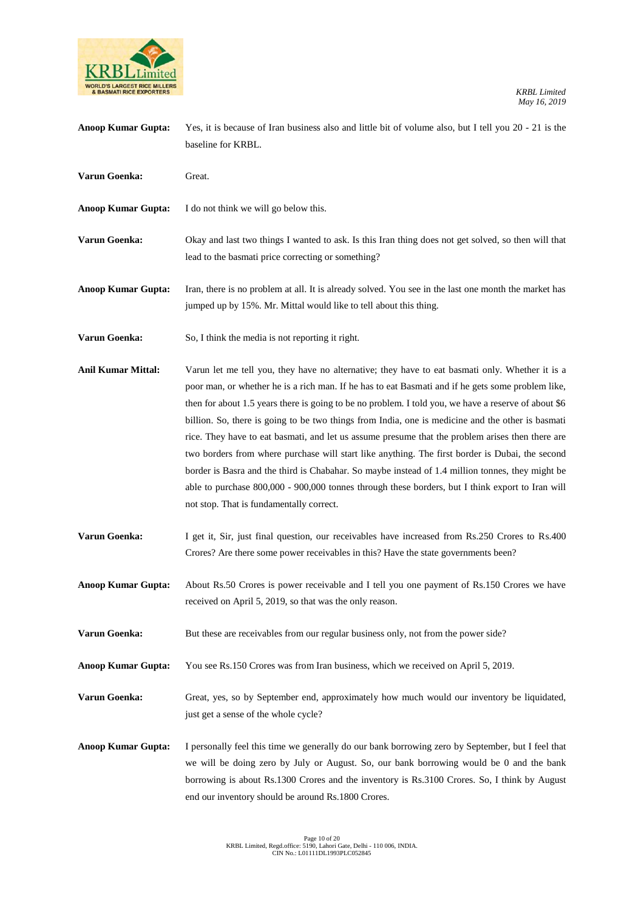**Anoop Kumar Gupta:** Yes, it is because of Iran business also and little bit of volume also, but I tell you 20 - 21 is the baseline for KRBL.

**Varun Goenka:** Great.

**Anoop Kumar Gupta:** I do not think we will go below this.

**Varun Goenka:** Okay and last two things I wanted to ask. Is this Iran thing does not get solved, so then will that lead to the basmati price correcting or something?

**Anoop Kumar Gupta:** Iran, there is no problem at all. It is already solved. You see in the last one month the market has jumped up by 15%. Mr. Mittal would like to tell about this thing.

**Varun Goenka:** So, I think the media is not reporting it right.

**Anil Kumar Mittal:** Varun let me tell you, they have no alternative; they have to eat basmati only. Whether it is a poor man, or whether he is a rich man. If he has to eat Basmati and if he gets some problem like, then for about 1.5 years there is going to be no problem. I told you, we have a reserve of about $6 billion. So, there is going to be two things from India, one is medicine and the other is basmati rice. They have to eat basmati, and let us assume presume that the problem arises then there are two borders from where purchase will start like anything. The first border is Dubai, the second border is Basra and the third is Chabahar. So maybe instead of 1.4 million tonnes, they might be able to purchase 800,000 - 900,000 tonnes through these borders, but I think export to Iran will not stop. That is fundamentally correct.

**Varun Goenka:** I get it, Sir, just final question, our receivables have increased from Rs.250 Crores to Rs.400 Crores? Are there some power receivables in this? Have the state governments been?

**Anoop Kumar Gupta:** About Rs.50 Crores is power receivable and I tell you one payment of Rs.150 Crores we have received on April 5, 2019, so that was the only reason.

**Varun Goenka:** But these are receivables from our regular business only, not from the power side?

**Anoop Kumar Gupta:** You see Rs.150 Crores was from Iran business, which we received on April 5, 2019.

**Varun Goenka:** Great, yes, so by September end, approximately how much would our inventory be liquidated, just get a sense of the whole cycle?

**Anoop Kumar Gupta:** I personally feel this time we generally do our bank borrowing zero by September, but I feel that we will be doing zero by July or August. So, our bank borrowing would be 0 and the bank borrowing is about Rs.1300 Crores and the inventory is Rs.3100 Crores. So, I think by August end our inventory should be around Rs.1800 Crores.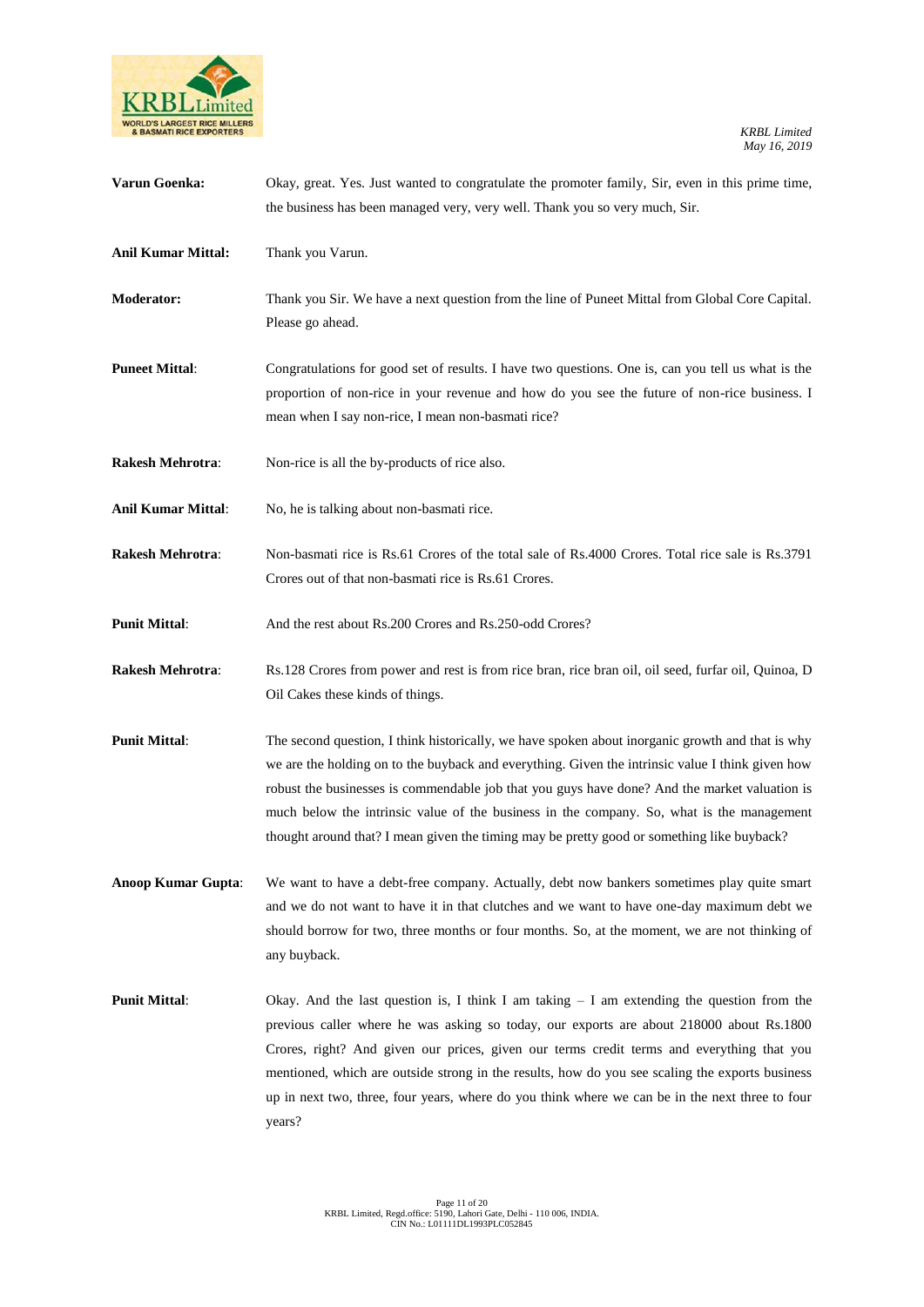**Varun Goenka:** Okay, great. Yes. Just wanted to congratulate the promoter family, Sir, even in this prime time, the business has been managed very, very well. Thank you so very much, Sir.

**Anil Kumar Mittal:** Thank you Varun.

**Moderator:** Thank you Sir. We have a next question from the line of Puneet Mittal from Global Core Capital. Please go ahead.

**Puneet Mittal**: Congratulations for good set of results. I have two questions. One is, can you tell us what is the proportion of non-rice in your revenue and how do you see the future of non-rice business. I mean when I say non-rice, I mean non-basmati rice?

**Rakesh Mehrotra**: Non-rice is all the by-products of rice also.

**Anil Kumar Mittal**: No, he is talking about non-basmati rice.

**Rakesh Mehrotra**: Non-basmati rice is Rs.61 Crores of the total sale of Rs.4000 Crores. Total rice sale is Rs.3791 Crores out of that non-basmati rice is Rs.61 Crores.

**Punit Mittal**: And the rest about Rs.200 Crores and Rs.250-odd Crores?

**Rakesh Mehrotra**: Rs.128 Crores from power and rest is from rice bran, rice bran oil, oil seed, furfar oil, Quinoa, D Oil Cakes these kinds of things.

**Punit Mittal**: The second question, I think historically, we have spoken about inorganic growth and that is why we are the holding on to the buyback and everything. Given the intrinsic value I think given how robust the businesses is commendable job that you guys have done? And the market valuation is much below the intrinsic value of the business in the company. So, what is the management thought around that? I mean given the timing may be pretty good or something like buyback?

**Anoop Kumar Gupta**: We want to have a debt-free company. Actually, debt now bankers sometimes play quite smart and we do not want to have it in that clutches and we want to have one-day maximum debt we should borrow for two, three months or four months. So, at the moment, we are not thinking of any buyback.

**Punit Mittal**: Okay. And the last question is, I think I am taking – I am extending the question from the previous caller where he was asking so today, our exports are about 218000 about Rs.1800 Crores, right? And given our prices, given our terms credit terms and everything that you mentioned, which are outside strong in the results, how do you see scaling the exports business up in next two, three, four years, where do you think where we can be in the next three to four years?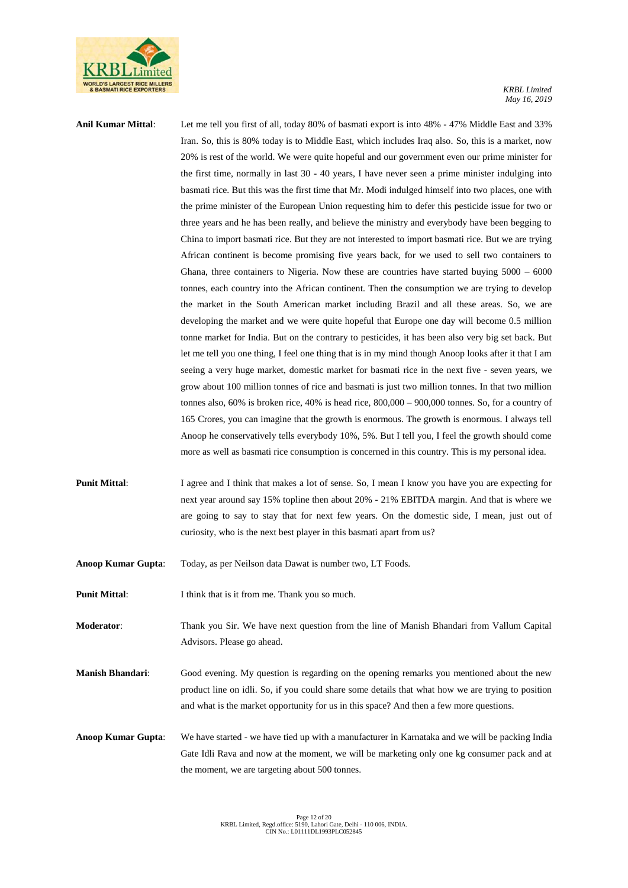**Anil Kumar Mittal**: Let me tell you first of all, today 80% of basmati export is into 48% - 47% Middle East and 33% Iran. So, this is 80% today is to Middle East, which includes Iraq also. So, this is a market, now 20% is rest of the world. We were quite hopeful and our government even our prime minister for the first time, normally in last 30 - 40 years, I have never seen a prime minister indulging into basmati rice. But this was the first time that Mr. Modi indulged himself into two places, one with the prime minister of the European Union requesting him to defer this pesticide issue for two or three years and he has been really, and believe the ministry and everybody have been begging to China to import basmati rice. But they are not interested to import basmati rice. But we are trying African continent is become promising five years back, for we used to sell two containers to Ghana, three containers to Nigeria. Now these are countries have started buying 5000 – 6000 tonnes, each country into the African continent. Then the consumption we are trying to develop the market in the South American market including Brazil and all these areas. So, we are developing the market and we were quite hopeful that Europe one day will become 0.5 million tonne market for India. But on the contrary to pesticides, it has been also very big set back. But let me tell you one thing, I feel one thing that is in my mind though Anoop looks after it that I am seeing a very huge market, domestic market for basmati rice in the next five - seven years, we grow about 100 million tonnes of rice and basmati is just two million tonnes. In that two million tonnes also, 60% is broken rice, 40% is head rice, 800,000 – 900,000 tonnes. So, for a country of 165 Crores, you can imagine that the growth is enormous. The growth is enormous. I always tell Anoop he conservatively tells everybody 10%, 5%. But I tell you, I feel the growth should come more as well as basmati rice consumption is concerned in this country. This is my personal idea.

**Punit Mittal**: I agree and I think that makes a lot of sense. So, I mean I know you have you are expecting for next year around say 15% topline then about 20% - 21% EBITDA margin. And that is where we are going to say to stay that for next few years. On the domestic side, I mean, just out of curiosity, who is the next best player in this basmati apart from us?

**Anoop Kumar Gupta**: Today, as per Neilson data Dawat is number two, LT Foods.

**Punit Mittal**: I think that is it from me. Thank you so much.

**Moderator**: Thank you Sir. We have next question from the line of Manish Bhandari from Vallum Capital Advisors. Please go ahead.

**Manish Bhandari**: Good evening. My question is regarding on the opening remarks you mentioned about the new product line on idli. So, if you could share some details that what how we are trying to position and what is the market opportunity for us in this space? And then a few more questions.

**Anoop Kumar Gupta**: We have started - we have tied up with a manufacturer in Karnataka and we will be packing India Gate Idli Rava and now at the moment, we will be marketing only one kg consumer pack and at the moment, we are targeting about 500 tonnes.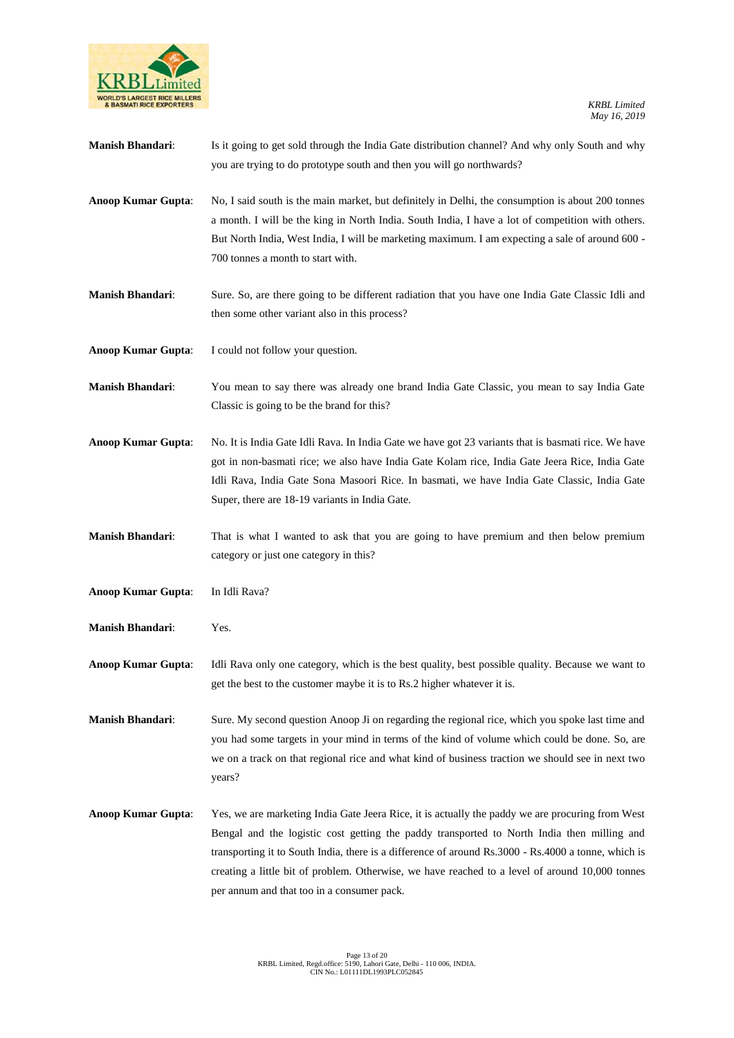**Manish Bhandari**: Is it going to get sold through the India Gate distribution channel? And why only South and why you are trying to do prototype south and then you will go northwards?

**Anoop Kumar Gupta**: No, I said south is the main market, but definitely in Delhi, the consumption is about 200 tonnes a month. I will be the king in North India. South India, I have a lot of competition with others. But North India, West India, I will be marketing maximum. I am expecting a sale of around 600 - 700 tonnes a month to start with.

**Manish Bhandari**: Sure. So, are there going to be different radiation that you have one India Gate Classic Idli and then some other variant also in this process?

**Anoop Kumar Gupta**: I could not follow your question.

**Manish Bhandari**: You mean to say there was already one brand India Gate Classic, you mean to say India Gate Classic is going to be the brand for this?

**Anoop Kumar Gupta**: No. It is India Gate Idli Rava. In India Gate we have got 23 variants that is basmati rice. We have got in non-basmati rice; we also have India Gate Kolam rice, India Gate Jeera Rice, India Gate Idli Rava, India Gate Sona Masoori Rice. In basmati, we have India Gate Classic, India Gate Super, there are 18-19 variants in India Gate.

**Manish Bhandari**: That is what I wanted to ask that you are going to have premium and then below premium category or just one category in this?

**Anoop Kumar Gupta**: In Idli Rava?

**Manish Bhandari**: Yes.

**Anoop Kumar Gupta**: Idli Rava only one category, which is the best quality, best possible quality. Because we want to get the best to the customer maybe it is to Rs.2 higher whatever it is.

**Manish Bhandari**: Sure. My second question Anoop Ji on regarding the regional rice, which you spoke last time and you had some targets in your mind in terms of the kind of volume which could be done. So, are we on a track on that regional rice and what kind of business traction we should see in next two years?

**Anoop Kumar Gupta**: Yes, we are marketing India Gate Jeera Rice, it is actually the paddy we are procuring from West Bengal and the logistic cost getting the paddy transported to North India then milling and transporting it to South India, there is a difference of around Rs.3000 - Rs.4000 a tonne, which is creating a little bit of problem. Otherwise, we have reached to a level of around 10,000 tonnes per annum and that too in a consumer pack.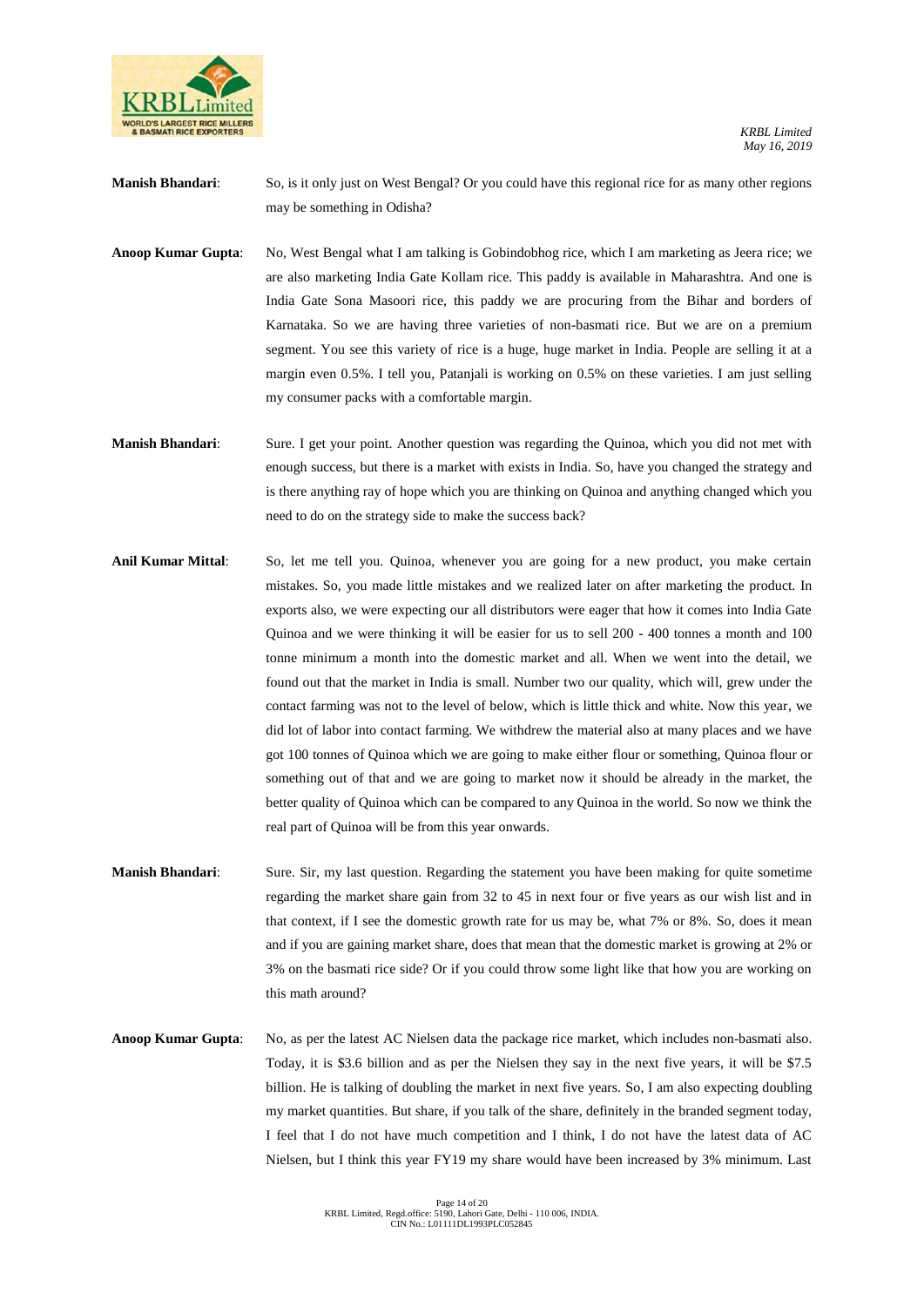**Manish Bhandari**: So, is it only just on West Bengal? Or you could have this regional rice for as many other regions may be something in Odisha?

**Anoop Kumar Gupta**: No, West Bengal what I am talking is Gobindobhog rice, which I am marketing as Jeera rice; we are also marketing India Gate Kollam rice. This paddy is available in Maharashtra. And one is India Gate Sona Masoori rice, this paddy we are procuring from the Bihar and borders of Karnataka. So we are having three varieties of non-basmati rice. But we are on a premium segment. You see this variety of rice is a huge, huge market in India. People are selling it at a margin even 0.5%. I tell you, Patanjali is working on 0.5% on these varieties. I am just selling my consumer packs with a comfortable margin.

**Manish Bhandari**: Sure. I get your point. Another question was regarding the Quinoa, which you did not met with enough success, but there is a market with exists in India. So, have you changed the strategy and is there anything ray of hope which you are thinking on Quinoa and anything changed which you need to do on the strategy side to make the success back?

**Anil Kumar Mittal**: So, let me tell you. Quinoa, whenever you are going for a new product, you make certain mistakes. So, you made little mistakes and we realized later on after marketing the product. In exports also, we were expecting our all distributors were eager that how it comes into India Gate Quinoa and we were thinking it will be easier for us to sell 200 - 400 tonnes a month and 100 tonne minimum a month into the domestic market and all. When we went into the detail, we found out that the market in India is small. Number two our quality, which will, grew under the contact farming was not to the level of below, which is little thick and white. Now this year, we did lot of labor into contact farming. We withdrew the material also at many places and we have got 100 tonnes of Quinoa which we are going to make either flour or something, Quinoa flour or something out of that and we are going to market now it should be already in the market, the better quality of Quinoa which can be compared to any Quinoa in the world. So now we think the real part of Quinoa will be from this year onwards.

**Manish Bhandari**: Sure. Sir, my last question. Regarding the statement you have been making for quite sometime regarding the market share gain from 32 to 45 in next four or five years as our wish list and in that context, if I see the domestic growth rate for us may be, what 7% or 8%. So, does it mean and if you are gaining market share, does that mean that the domestic market is growing at 2% or 3% on the basmati rice side? Or if you could throw some light like that how you are working on this math around?

**Anoop Kumar Gupta**: No, as per the latest AC Nielsen data the package rice market, which includes non-basmati also. Today, it is $3.6 billion and as per the Nielsen they say in the next five years, it will be $7.5 billion. He is talking of doubling the market in next five years. So, I am also expecting doubling my market quantities. But share, if you talk of the share, definitely in the branded segment today, I feel that I do not have much competition and I think, I do not have the latest data of AC Nielsen, but I think this year FY19 my share would have been increased by 3% minimum. Last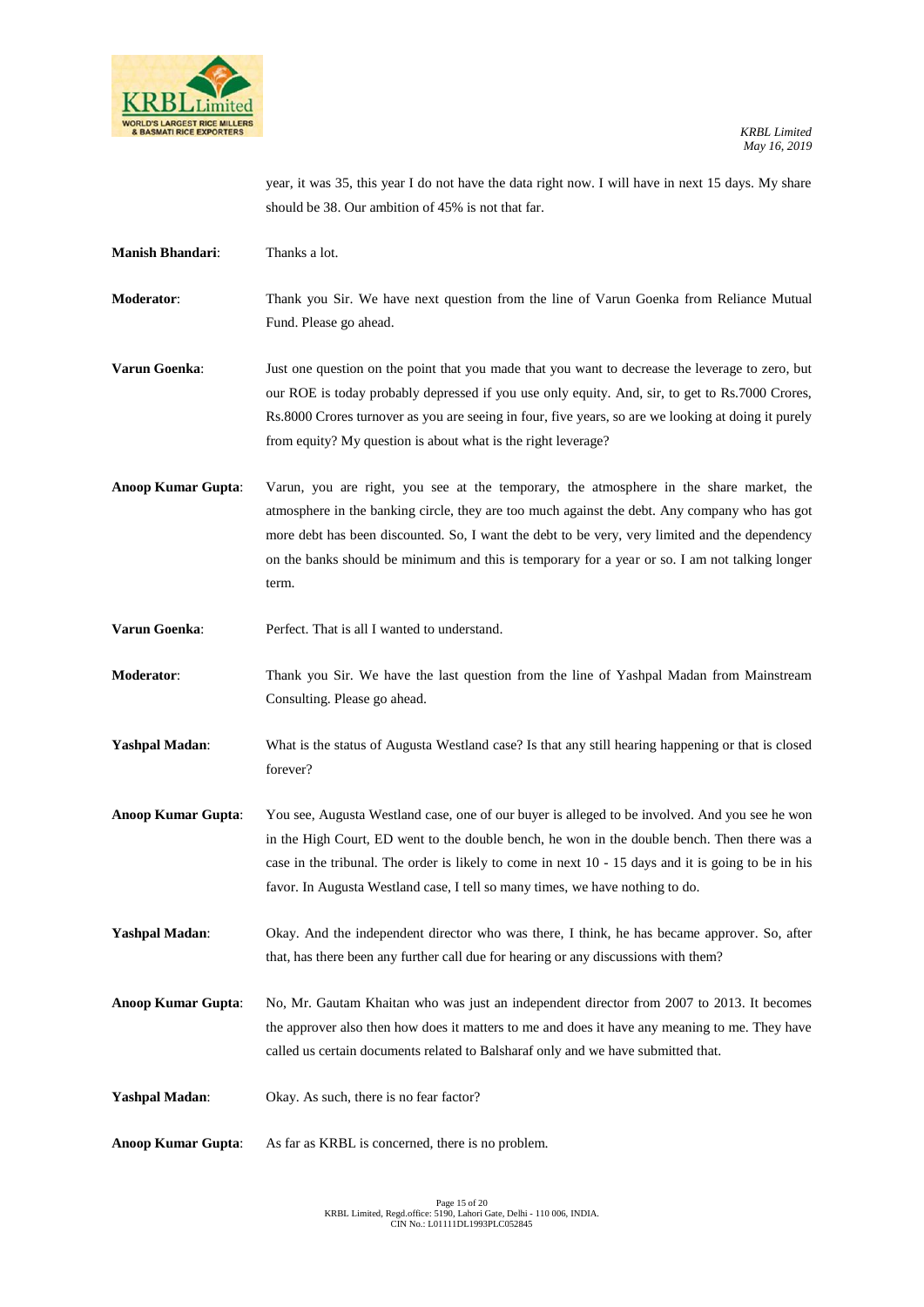year, it was 35, this year I do not have the data right now. I will have in next 15 days. My share should be 38. Our ambition of 45% is not that far.

**Manish Bhandari**: Thanks a lot.

**Moderator**: Thank you Sir. We have next question from the line of Varun Goenka from Reliance Mutual Fund. Please go ahead.

**Varun Goenka**: Just one question on the point that you made that you want to decrease the leverage to zero, but our ROE is today probably depressed if you use only equity. And, sir, to get to Rs.7000 Crores, Rs.8000 Crores turnover as you are seeing in four, five years, so are we looking at doing it purely from equity? My question is about what is the right leverage?

**Anoop Kumar Gupta**: Varun, you are right, you see at the temporary, the atmosphere in the share market, the atmosphere in the banking circle, they are too much against the debt. Any company who has got more debt has been discounted. So, I want the debt to be very, very limited and the dependency on the banks should be minimum and this is temporary for a year or so. I am not talking longer term.

**Varun Goenka**: Perfect. That is all I wanted to understand.

**Moderator**: Thank you Sir. We have the last question from the line of Yashpal Madan from Mainstream Consulting. Please go ahead.

**Yashpal Madan**: What is the status of Augusta Westland case? Is that any still hearing happening or that is closed forever?

**Anoop Kumar Gupta**: You see, Augusta Westland case, one of our buyer is alleged to be involved. And you see he won in the High Court, ED went to the double bench, he won in the double bench. Then there was a case in the tribunal. The order is likely to come in next 10 - 15 days and it is going to be in his favor. In Augusta Westland case, I tell so many times, we have nothing to do.

**Yashpal Madan**: Okay. And the independent director who was there, I think, he has became approver. So, after that, has there been any further call due for hearing or any discussions with them?

**Anoop Kumar Gupta**: No, Mr. Gautam Khaitan who was just an independent director from 2007 to 2013. It becomes the approver also then how does it matters to me and does it have any meaning to me. They have called us certain documents related to Balsharaf only and we have submitted that.

**Yashpal Madan**: Okay. As such, there is no fear factor?

**Anoop Kumar Gupta**: As far as KRBL is concerned, there is no problem.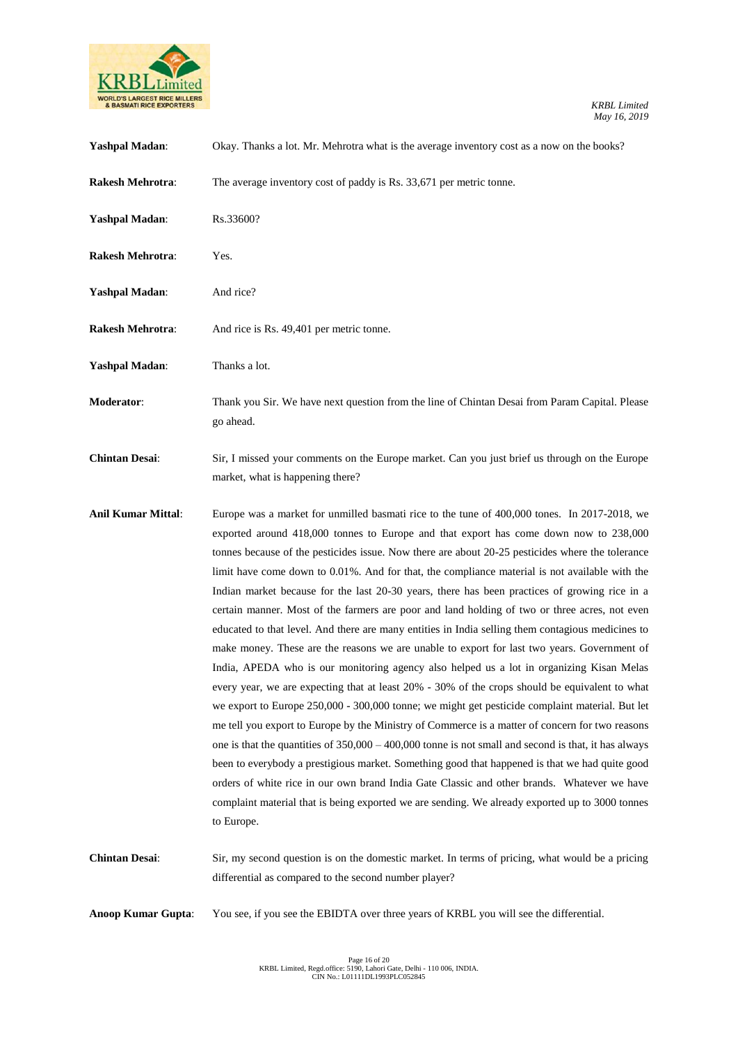**Yashpal Madan**: Okay. Thanks a lot. Mr. Mehrotra what is the average inventory cost as a now on the books?

**Rakesh Mehrotra**: The average inventory cost of paddy is Rs. 33,671 per metric tonne.

**Yashpal Madan**: Rs.33600?

**Rakesh Mehrotra**: Yes.

**Yashpal Madan**: And rice?

**Rakesh Mehrotra**: And rice is Rs. 49,401 per metric tonne.

**Yashpal Madan**: Thanks a lot.

**Moderator**: Thank you Sir. We have next question from the line of Chintan Desai from Param Capital. Please go ahead.

**Chintan Desai**: Sir, I missed your comments on the Europe market. Can you just brief us through on the Europe market, what is happening there?

**Anil Kumar Mittal**: Europe was a market for unmilled basmati rice to the tune of 400,000 tones. In 2017-2018, we exported around 418,000 tonnes to Europe and that export has come down now to 238,000 tonnes because of the pesticides issue. Now there are about 20-25 pesticides where the tolerance limit have come down to 0.01%. And for that, the compliance material is not available with the Indian market because for the last 20-30 years, there has been practices of growing rice in a certain manner. Most of the farmers are poor and land holding of two or three acres, not even educated to that level. And there are many entities in India selling them contagious medicines to make money. These are the reasons we are unable to export for last two years. Government of India, APEDA who is our monitoring agency also helped us a lot in organizing Kisan Melas every year, we are expecting that at least 20% - 30% of the crops should be equivalent to what we export to Europe 250,000 - 300,000 tonne; we might get pesticide complaint material. But let me tell you export to Europe by the Ministry of Commerce is a matter of concern for two reasons one is that the quantities of 350,000 – 400,000 tonne is not small and second is that, it has always been to everybody a prestigious market. Something good that happened is that we had quite good orders of white rice in our own brand India Gate Classic and other brands. Whatever we have complaint material that is being exported we are sending. We already exported up to 3000 tonnes to Europe.

**Chintan Desai**: Sir, my second question is on the domestic market. In terms of pricing, what would be a pricing differential as compared to the second number player?

**Anoop Kumar Gupta**: You see, if you see the EBIDTA over three years of KRBL you will see the differential.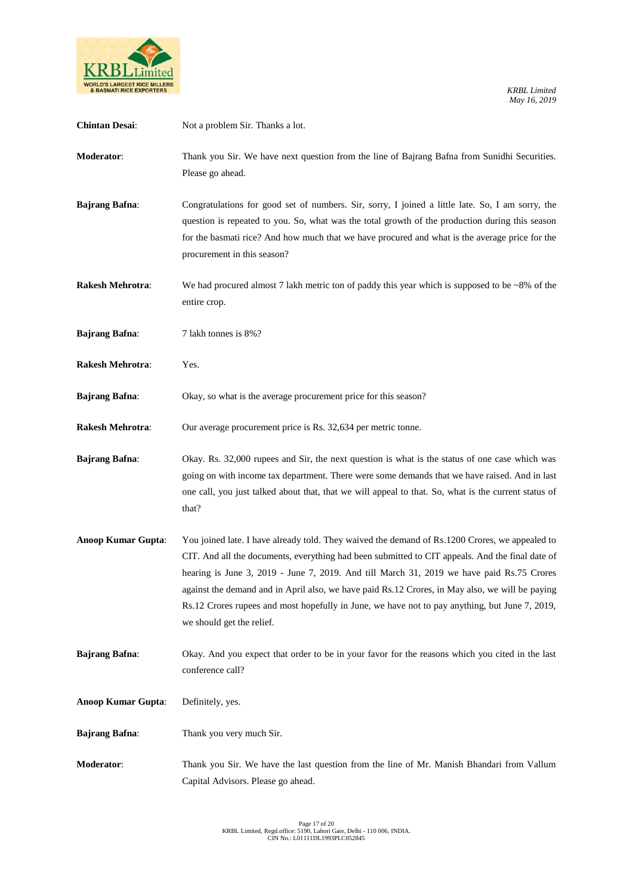**Chintan Desai**: Not a problem Sir. Thanks a lot.

**Moderator**: Thank you Sir. We have next question from the line of Bajrang Bafna from Sunidhi Securities. Please go ahead.

**Bajrang Bafna**: Congratulations for good set of numbers. Sir, sorry, I joined a little late. So, I am sorry, the question is repeated to you. So, what was the total growth of the production during this season for the basmati rice? And how much that we have procured and what is the average price for the procurement in this season?

**Rakesh Mehrotra**: We had procured almost 7 lakh metric ton of paddy this year which is supposed to be ~8% of the entire crop.

**Bajrang Bafna**: 7 lakh tonnes is 8%?

**Rakesh Mehrotra**: Yes.

**Bajrang Bafna**: Okay, so what is the average procurement price for this season?

**Rakesh Mehrotra**: Our average procurement price is Rs. 32,634 per metric tonne.

**Bajrang Bafna**: Okay. Rs. 32,000 rupees and Sir, the next question is what is the status of one case which was going on with income tax department. There were some demands that we have raised. And in last one call, you just talked about that, that we will appeal to that. So, what is the current status of that?

**Anoop Kumar Gupta**: You joined late. I have already told. They waived the demand of Rs.1200 Crores, we appealed to CIT. And all the documents, everything had been submitted to CIT appeals. And the final date of hearing is June 3, 2019 - June 7, 2019. And till March 31, 2019 we have paid Rs.75 Crores against the demand and in April also, we have paid Rs.12 Crores, in May also, we will be paying Rs.12 Crores rupees and most hopefully in June, we have not to pay anything, but June 7, 2019, we should get the relief.

**Bajrang Bafna**: Okay. And you expect that order to be in your favor for the reasons which you cited in the last conference call?

**Anoop Kumar Gupta**: Definitely, yes.

**Bajrang Bafna**: Thank you very much Sir.

**Moderator**: Thank you Sir. We have the last question from the line of Mr. Manish Bhandari from Vallum Capital Advisors. Please go ahead.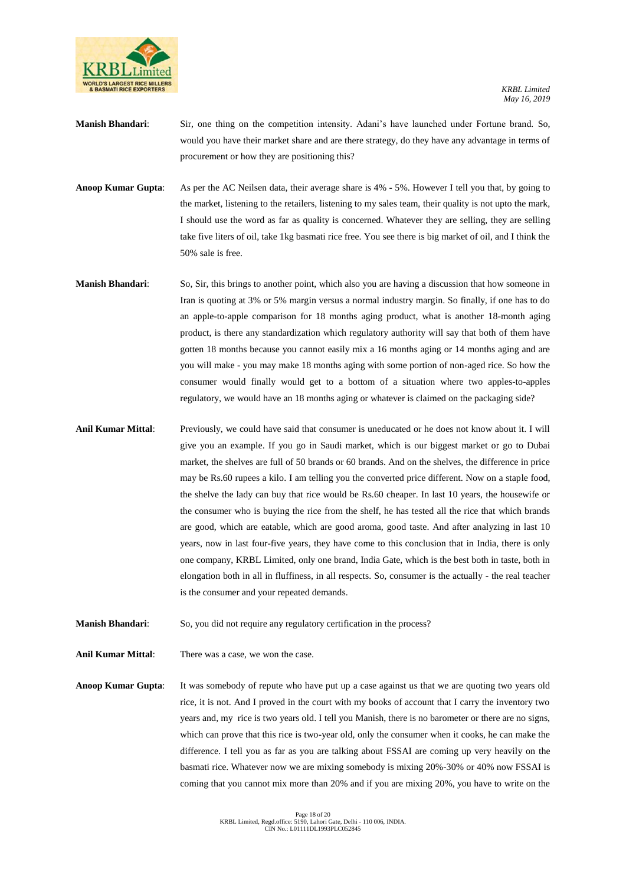**Manish Bhandari**: Sir, one thing on the competition intensity. Adani's have launched under Fortune brand. So, would you have their market share and are there strategy, do they have any advantage in terms of procurement or how they are positioning this?

**Anoop Kumar Gupta**: As per the AC Neilsen data, their average share is 4% - 5%. However I tell you that, by going to the market, listening to the retailers, listening to my sales team, their quality is not upto the mark, I should use the word as far as quality is concerned. Whatever they are selling, they are selling take five liters of oil, take 1kg basmati rice free. You see there is big market of oil, and I think the 50% sale is free.

**Manish Bhandari**: So, Sir, this brings to another point, which also you are having a discussion that how someone in Iran is quoting at 3% or 5% margin versus a normal industry margin. So finally, if one has to do an apple-to-apple comparison for 18 months aging product, what is another 18-month aging product, is there any standardization which regulatory authority will say that both of them have gotten 18 months because you cannot easily mix a 16 months aging or 14 months aging and are you will make - you may make 18 months aging with some portion of non-aged rice. So how the consumer would finally would get to a bottom of a situation where two apples-to-apples regulatory, we would have an 18 months aging or whatever is claimed on the packaging side?

**Anil Kumar Mittal**: Previously, we could have said that consumer is uneducated or he does not know about it. I will give you an example. If you go in Saudi market, which is our biggest market or go to Dubai market, the shelves are full of 50 brands or 60 brands. And on the shelves, the difference in price may be Rs.60 rupees a kilo. I am telling you the converted price different. Now on a staple food, the shelve the lady can buy that rice would be Rs.60 cheaper. In last 10 years, the housewife or the consumer who is buying the rice from the shelf, he has tested all the rice that which brands are good, which are eatable, which are good aroma, good taste. And after analyzing in last 10 years, now in last four-five years, they have come to this conclusion that in India, there is only one company, KRBL Limited, only one brand, India Gate, which is the best both in taste, both in elongation both in all in fluffiness, in all respects. So, consumer is the actually - the real teacher is the consumer and your repeated demands.

**Manish Bhandari**: So, you did not require any regulatory certification in the process?

**Anil Kumar Mittal**: There was a case, we won the case.

**Anoop Kumar Gupta**: It was somebody of repute who have put up a case against us that we are quoting two years old rice, it is not. And I proved in the court with my books of account that I carry the inventory two years and, my rice is two years old. I tell you Manish, there is no barometer or there are no signs, which can prove that this rice is two-year old, only the consumer when it cooks, he can make the difference. I tell you as far as you are talking about FSSAI are coming up very heavily on the basmati rice. Whatever now we are mixing somebody is mixing 20%-30% or 40% now FSSAI is coming that you cannot mix more than 20% and if you are mixing 20%, you have to write on the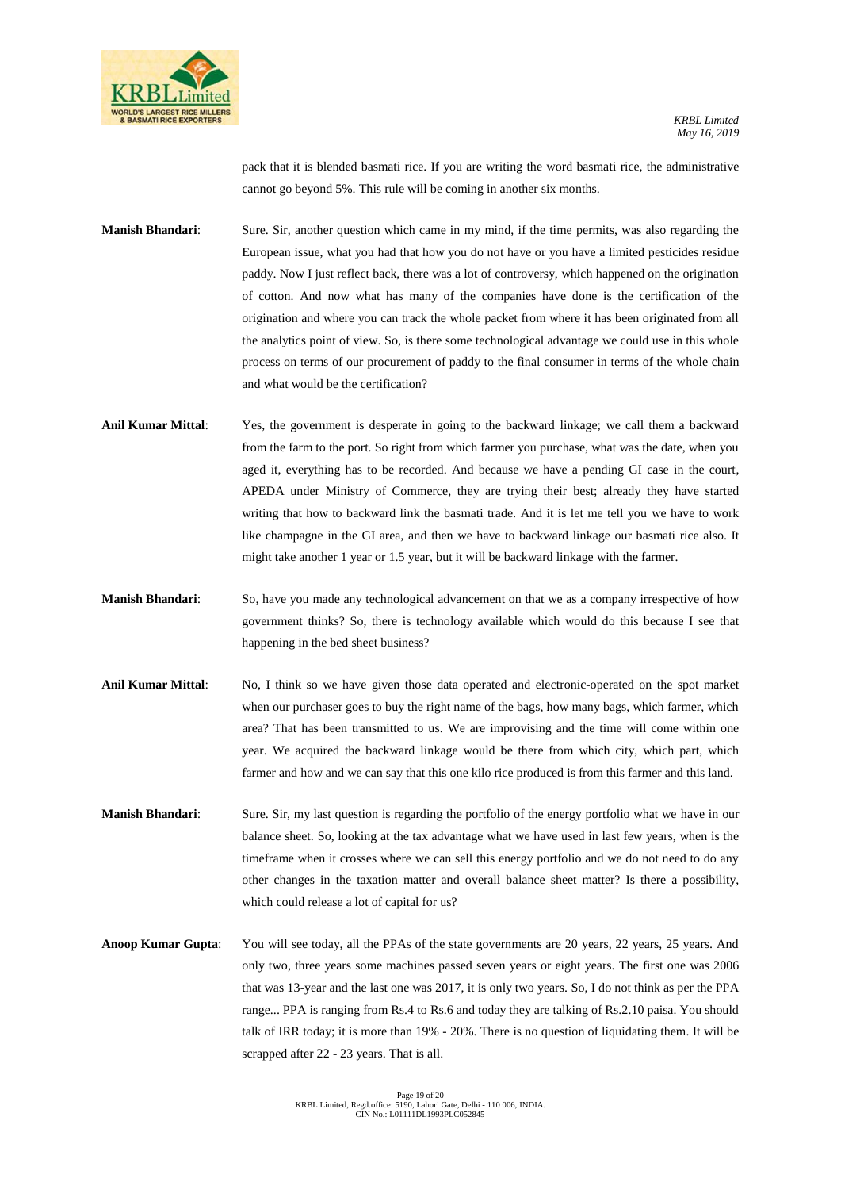pack that it is blended basmati rice. If you are writing the word basmati rice, the administrative cannot go beyond 5%. This rule will be coming in another six months.

**Manish Bhandari**: Sure. Sir, another question which came in my mind, if the time permits, was also regarding the European issue, what you had that how you do not have or you have a limited pesticides residue paddy. Now I just reflect back, there was a lot of controversy, which happened on the origination of cotton. And now what has many of the companies have done is the certification of the origination and where you can track the whole packet from where it has been originated from all the analytics point of view. So, is there some technological advantage we could use in this whole process on terms of our procurement of paddy to the final consumer in terms of the whole chain and what would be the certification?

**Anil Kumar Mittal**: Yes, the government is desperate in going to the backward linkage; we call them a backward from the farm to the port. So right from which farmer you purchase, what was the date, when you aged it, everything has to be recorded. And because we have a pending GI case in the court, APEDA under Ministry of Commerce, they are trying their best; already they have started writing that how to backward link the basmati trade. And it is let me tell you we have to work like champagne in the GI area, and then we have to backward linkage our basmati rice also. It might take another 1 year or 1.5 year, but it will be backward linkage with the farmer.

**Manish Bhandari**: So, have you made any technological advancement on that we as a company irrespective of how government thinks? So, there is technology available which would do this because I see that happening in the bed sheet business?

**Anil Kumar Mittal**: No, I think so we have given those data operated and electronic-operated on the spot market when our purchaser goes to buy the right name of the bags, how many bags, which farmer, which area? That has been transmitted to us. We are improvising and the time will come within one year. We acquired the backward linkage would be there from which city, which part, which farmer and how and we can say that this one kilo rice produced is from this farmer and this land.

**Manish Bhandari**: Sure. Sir, my last question is regarding the portfolio of the energy portfolio what we have in our balance sheet. So, looking at the tax advantage what we have used in last few years, when is the timeframe when it crosses where we can sell this energy portfolio and we do not need to do any other changes in the taxation matter and overall balance sheet matter? Is there a possibility, which could release a lot of capital for us?

**Anoop Kumar Gupta**: You will see today, all the PPAs of the state governments are 20 years, 22 years, 25 years. And only two, three years some machines passed seven years or eight years. The first one was 2006 that was 13-year and the last one was 2017, it is only two years. So, I do not think as per the PPA range... PPA is ranging from Rs.4 to Rs.6 and today they are talking of Rs.2.10 paisa. You should talk of IRR today; it is more than 19% - 20%. There is no question of liquidating them. It will be scrapped after 22 - 23 years. That is all.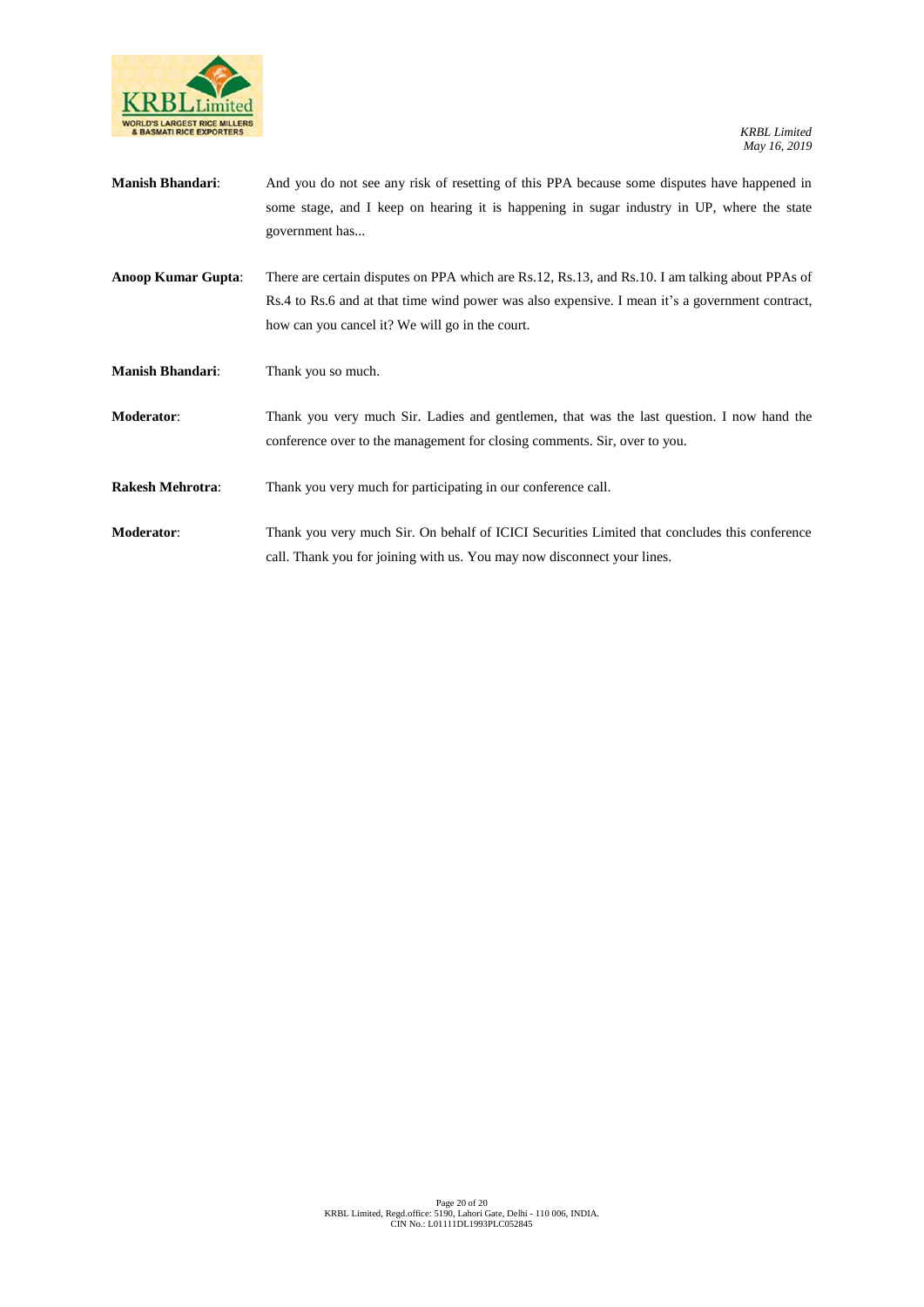**Manish Bhandari**: And you do not see any risk of resetting of this PPA because some disputes have happened in some stage, and I keep on hearing it is happening in sugar industry in UP, where the state government has...

**Anoop Kumar Gupta**: There are certain disputes on PPA which are Rs.12, Rs.13, and Rs.10. I am talking about PPAs of Rs.4 to Rs.6 and at that time wind power was also expensive. I mean it's a government contract, how can you cancel it? We will go in the court.

**Manish Bhandari**: Thank you so much.

**Moderator**: Thank you very much Sir. Ladies and gentlemen, that was the last question. I now hand the conference over to the management for closing comments. Sir, over to you.

**Rakesh Mehrotra**: Thank you very much for participating in our conference call.

**Moderator**: Thank you very much Sir. On behalf of ICICI Securities Limited that concludes this conference call. Thank you for joining with us. You may now disconnect your lines.